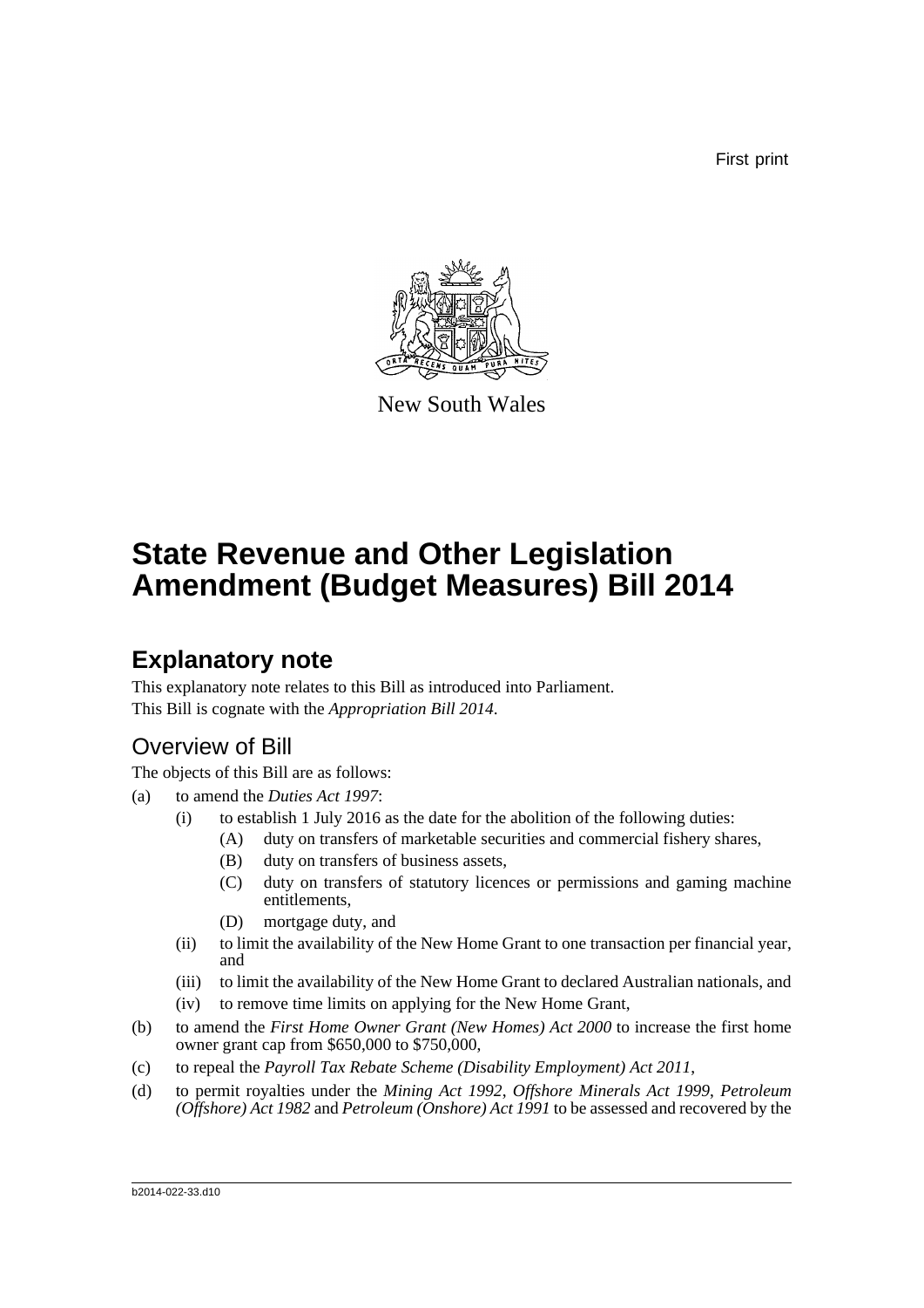First print

New South Wales

# State Revenue and Other Legislation Amendment (Budget Measures) Bill 2014

## Explanatory note

This explanatory note relates to this Bill as introduced into Parliament.
This Bill is cognate with the *Appropriation Bill 2014*.

### Overview of Bill

The objects of this Bill are as follows:

(a) to amend the *Duties Act 1997*:

   (i) to establish 1 July 2016 as the date for the abolition of the following duties:

      (A) duty on transfers of marketable securities and commercial fishery shares,

      (B) duty on transfers of business assets,

      (C) duty on transfers of statutory licences or permissions and gaming machine entitlements,

      (D) mortgage duty, and

   (ii) to limit the availability of the New Home Grant to one transaction per financial year, and

   (iii) to limit the availability of the New Home Grant to declared Australian nationals, and

   (iv) to remove time limits on applying for the New Home Grant,

(b) to amend the *First Home Owner Grant (New Homes) Act 2000* to increase the first home owner grant cap from $650,000 to $750,000,

(c) to repeal the *Payroll Tax Rebate Scheme (Disability Employment) Act 2011*,

(d) to permit royalties under the *Mining Act 1992*, *Offshore Minerals Act 1999*, *Petroleum (Offshore) Act 1982* and *Petroleum (Onshore) Act 1991* to be assessed and recovered by the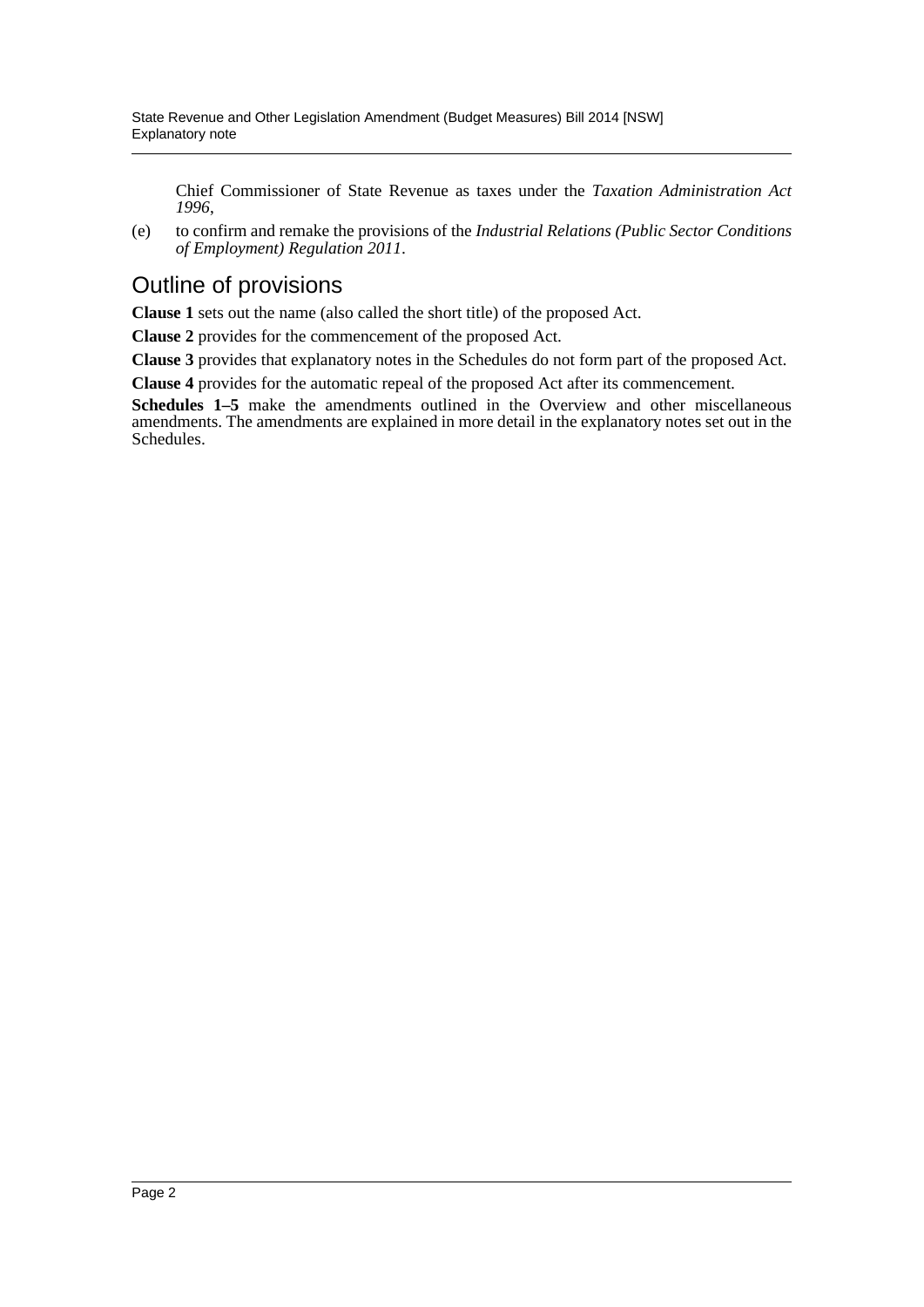Chief Commissioner of State Revenue as taxes under the *Taxation Administration Act 1996*,

(e) to confirm and remake the provisions of the *Industrial Relations (Public Sector Conditions of Employment) Regulation 2011*.

## Outline of provisions

**Clause 1** sets out the name (also called the short title) of the proposed Act.

**Clause 2** provides for the commencement of the proposed Act.

**Clause 3** provides that explanatory notes in the Schedules do not form part of the proposed Act.

**Clause 4** provides for the automatic repeal of the proposed Act after its commencement.

**Schedules 1–5** make the amendments outlined in the Overview and other miscellaneous amendments. The amendments are explained in more detail in the explanatory notes set out in the Schedules.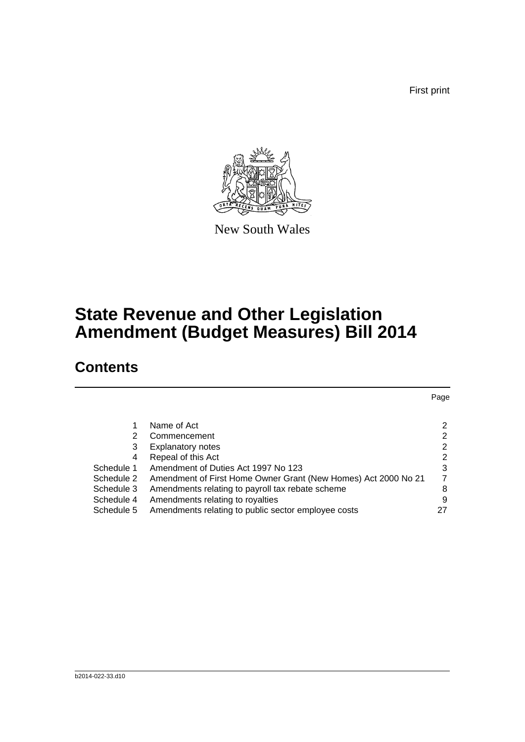First print

New South Wales

# State Revenue and Other Legislation Amendment (Budget Measures) Bill 2014

## Contents

| | | Page |
|---|---|---|
| 1 | Name of Act | 2 |
| 2 | Commencement | 2 |
| 3 | Explanatory notes | 2 |
| 4 | Repeal of this Act | 2 |
| Schedule 1 | Amendment of Duties Act 1997 No 123 | 3 |
| Schedule 2 | Amendment of First Home Owner Grant (New Homes) Act 2000 No 21 | 7 |
| Schedule 3 | Amendments relating to payroll tax rebate scheme | 8 |
| Schedule 4 | Amendments relating to royalties | 9 |
| Schedule 5 | Amendments relating to public sector employee costs | 27 |

b2014-022-33.d10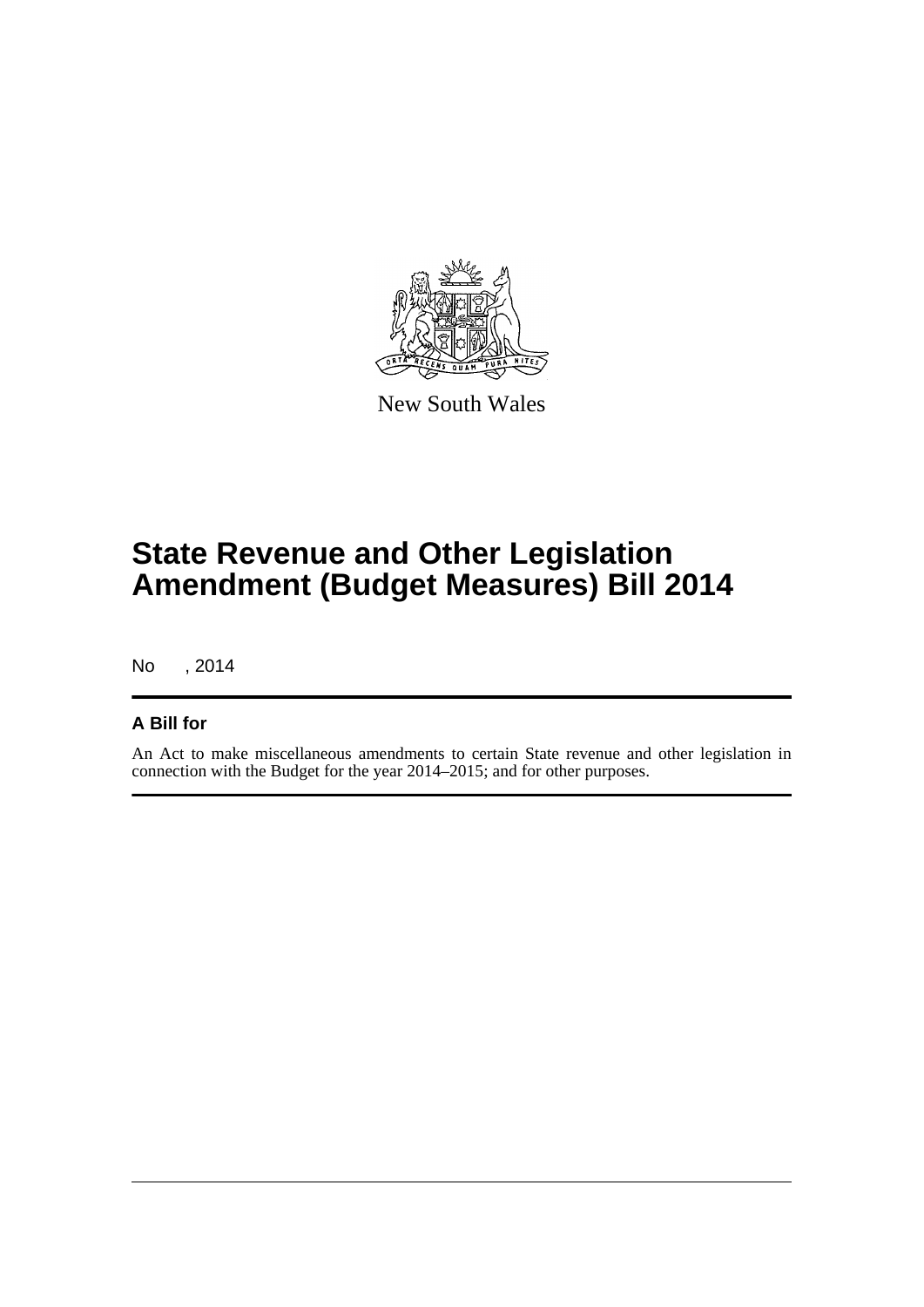New South Wales

# State Revenue and Other Legislation Amendment (Budget Measures) Bill 2014

No , 2014

## A Bill for

An Act to make miscellaneous amendments to certain State revenue and other legislation in connection with the Budget for the year 2014–2015; and for other purposes.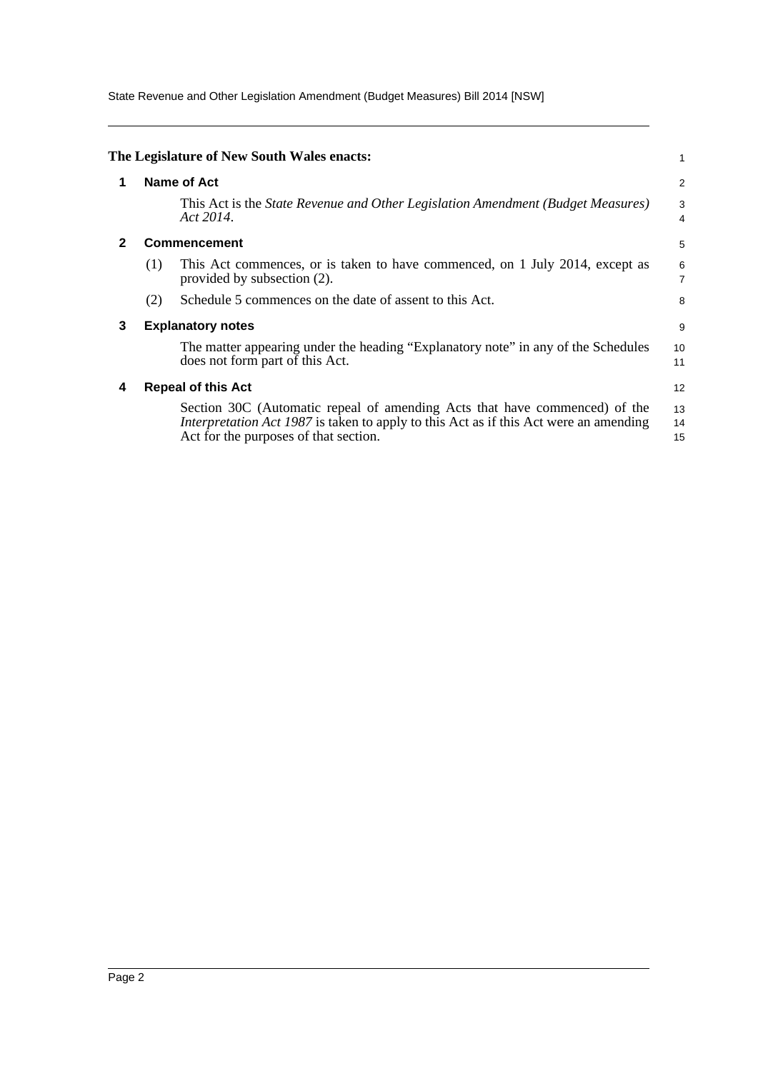**The Legislature of New South Wales enacts:**

## 1 Name of Act

This Act is the *State Revenue and Other Legislation Amendment (Budget Measures) Act 2014*.

## 2 Commencement

(1) This Act commences, or is taken to have commenced, on 1 July 2014, except as provided by subsection (2).

(2) Schedule 5 commences on the date of assent to this Act.

## 3 Explanatory notes

The matter appearing under the heading "Explanatory note" in any of the Schedules does not form part of this Act.

## 4 Repeal of this Act

Section 30C (Automatic repeal of amending Acts that have commenced) of the *Interpretation Act 1987* is taken to apply to this Act as if this Act were an amending Act for the purposes of that section.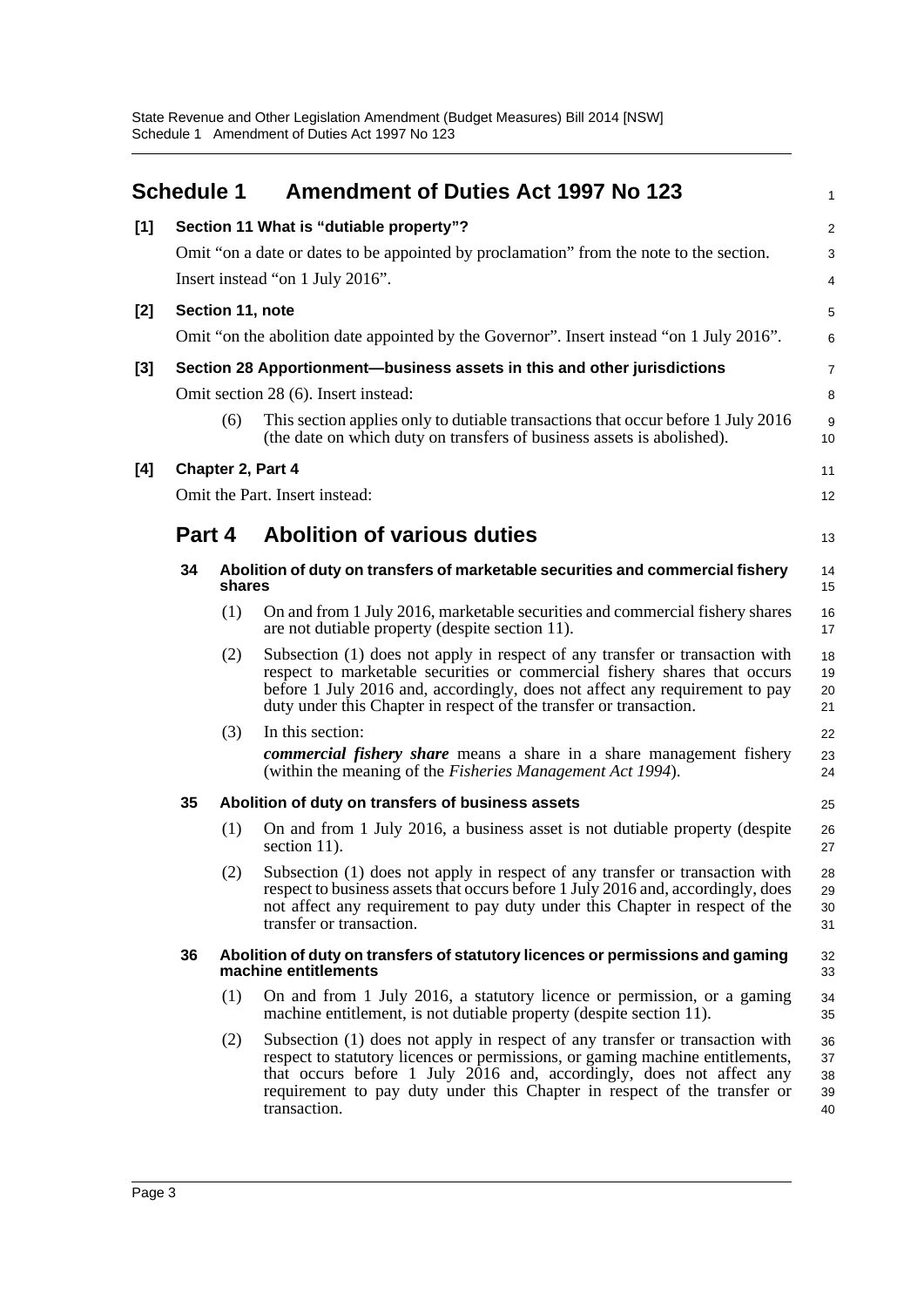# Schedule 1 Amendment of Duties Act 1997 No 123

**[1] Section 11 What is "dutiable property"?**

Omit "on a date or dates to be appointed by proclamation" from the note to the section. Insert instead "on 1 July 2016".

**[2] Section 11, note**

Omit "on the abolition date appointed by the Governor". Insert instead "on 1 July 2016".

**[3] Section 28 Apportionment—business assets in this and other jurisdictions**

Omit section 28 (6). Insert instead:

(6) This section applies only to dutiable transactions that occur before 1 July 2016 (the date on which duty on transfers of business assets is abolished).

**[4] Chapter 2, Part 4**

Omit the Part. Insert instead:

## Part 4 Abolition of various duties

### 34 Abolition of duty on transfers of marketable securities and commercial fishery shares

(1) On and from 1 July 2016, marketable securities and commercial fishery shares are not dutiable property (despite section 11).

(2) Subsection (1) does not apply in respect of any transfer or transaction with respect to marketable securities or commercial fishery shares that occurs before 1 July 2016 and, accordingly, does not affect any requirement to pay duty under this Chapter in respect of the transfer or transaction.

(3) In this section:

***commercial fishery share*** means a share in a share management fishery (within the meaning of the *Fisheries Management Act 1994*).

### 35 Abolition of duty on transfers of business assets

(1) On and from 1 July 2016, a business asset is not dutiable property (despite section 11).

(2) Subsection (1) does not apply in respect of any transfer or transaction with respect to business assets that occurs before 1 July 2016 and, accordingly, does not affect any requirement to pay duty under this Chapter in respect of the transfer or transaction.

### 36 Abolition of duty on transfers of statutory licences or permissions and gaming machine entitlements

(1) On and from 1 July 2016, a statutory licence or permission, or a gaming machine entitlement, is not dutiable property (despite section 11).

(2) Subsection (1) does not apply in respect of any transfer or transaction with respect to statutory licences or permissions, or gaming machine entitlements, that occurs before 1 July 2016 and, accordingly, does not affect any requirement to pay duty under this Chapter in respect of the transfer or transaction.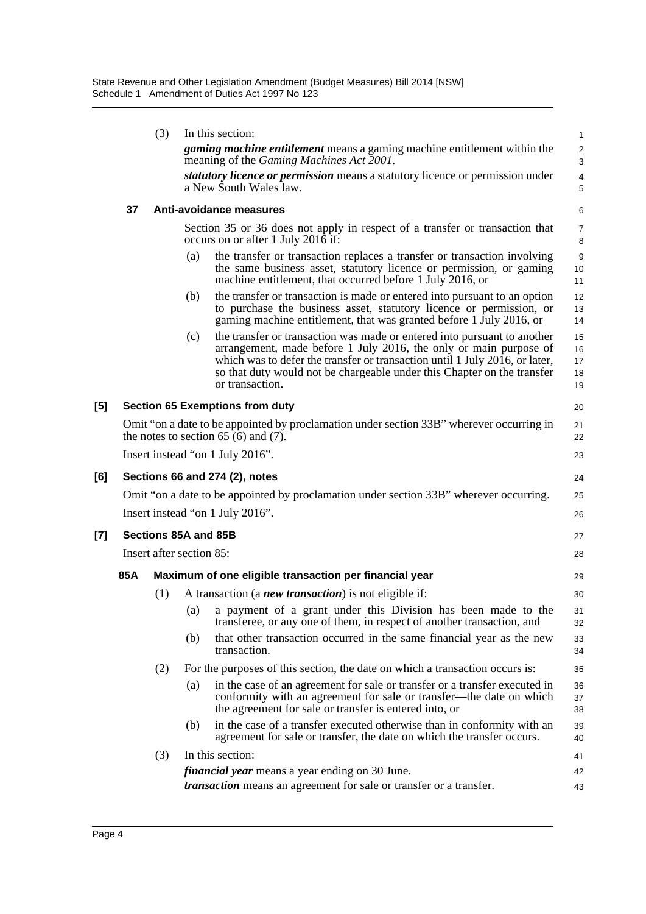(3) In this section:

***gaming machine entitlement*** means a gaming machine entitlement within the meaning of the *Gaming Machines Act 2001*.

***statutory licence or permission*** means a statutory licence or permission under a New South Wales law.

### 37 Anti-avoidance measures

Section 35 or 36 does not apply in respect of a transfer or transaction that occurs on or after 1 July 2016 if:

(a) the transfer or transaction replaces a transfer or transaction involving the same business asset, statutory licence or permission, or gaming machine entitlement, that occurred before 1 July 2016, or

(b) the transfer or transaction is made or entered into pursuant to an option to purchase the business asset, statutory licence or permission, or gaming machine entitlement, that was granted before 1 July 2016, or

(c) the transfer or transaction was made or entered into pursuant to another arrangement, made before 1 July 2016, the only or main purpose of which was to defer the transfer or transaction until 1 July 2016, or later, so that duty would not be chargeable under this Chapter on the transfer or transaction.

## [5] Section 65 Exemptions from duty

Omit "on a date to be appointed by proclamation under section 33B" wherever occurring in the notes to section 65 (6) and (7).

Insert instead "on 1 July 2016".

## [6] Sections 66 and 274 (2), notes

Omit "on a date to be appointed by proclamation under section 33B" wherever occurring.

Insert instead "on 1 July 2016".

## [7] Sections 85A and 85B

Insert after section 85:

### 85A Maximum of one eligible transaction per financial year

(1) A transaction (a ***new transaction***) is not eligible if:

(a) a payment of a grant under this Division has been made to the transferee, or any one of them, in respect of another transaction, and

(b) that other transaction occurred in the same financial year as the new transaction.

(2) For the purposes of this section, the date on which a transaction occurs is:

(a) in the case of an agreement for sale or transfer or a transfer executed in conformity with an agreement for sale or transfer—the date on which the agreement for sale or transfer is entered into, or

(b) in the case of a transfer executed otherwise than in conformity with an agreement for sale or transfer, the date on which the transfer occurs.

(3) In this section:

***financial year*** means a year ending on 30 June.

***transaction*** means an agreement for sale or transfer or a transfer.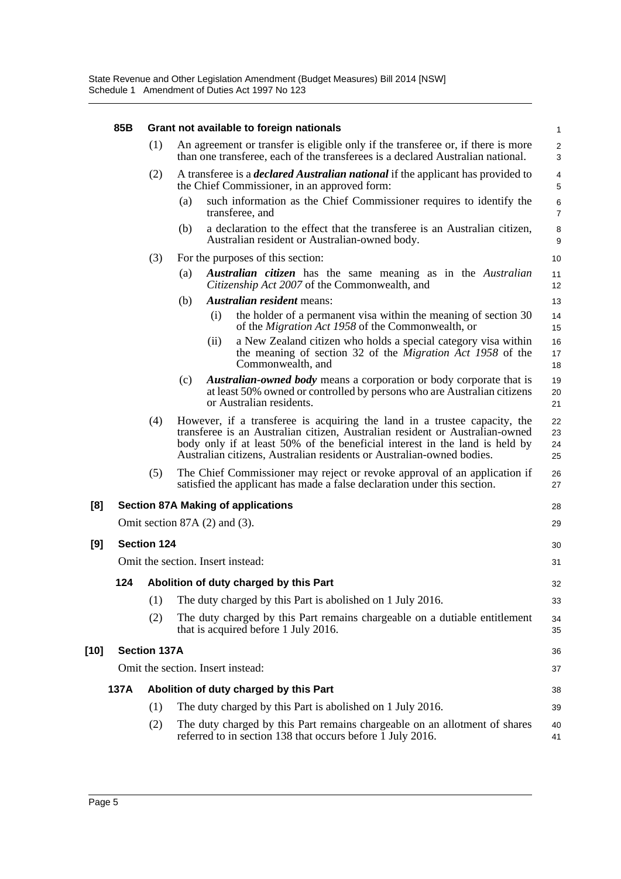**85B Grant not available to foreign nationals**

(1) An agreement or transfer is eligible only if the transferee or, if there is more than one transferee, each of the transferees is a declared Australian national.

(2) A transferee is a ***declared Australian national*** if the applicant has provided to the Chief Commissioner, in an approved form:

(a) such information as the Chief Commissioner requires to identify the transferee, and

(b) a declaration to the effect that the transferee is an Australian citizen, Australian resident or Australian-owned body.

(3) For the purposes of this section:

(a) ***Australian citizen*** has the same meaning as in the *Australian Citizenship Act 2007* of the Commonwealth, and

(b) ***Australian resident*** means:

(i) the holder of a permanent visa within the meaning of section 30 of the *Migration Act 1958* of the Commonwealth, or

(ii) a New Zealand citizen who holds a special category visa within the meaning of section 32 of the *Migration Act 1958* of the Commonwealth, and

(c) ***Australian-owned body*** means a corporation or body corporate that is at least 50% owned or controlled by persons who are Australian citizens or Australian residents.

(4) However, if a transferee is acquiring the land in a trustee capacity, the transferee is an Australian citizen, Australian resident or Australian-owned body only if at least 50% of the beneficial interest in the land is held by Australian citizens, Australian residents or Australian-owned bodies.

(5) The Chief Commissioner may reject or revoke approval of an application if satisfied the applicant has made a false declaration under this section.

**[8] Section 87A Making of applications**

Omit section 87A (2) and (3).

**[9] Section 124**

Omit the section. Insert instead:

**124 Abolition of duty charged by this Part**

(1) The duty charged by this Part is abolished on 1 July 2016.

(2) The duty charged by this Part remains chargeable on a dutiable entitlement that is acquired before 1 July 2016.

**[10] Section 137A**

Omit the section. Insert instead:

**137A Abolition of duty charged by this Part**

(1) The duty charged by this Part is abolished on 1 July 2016.

(2) The duty charged by this Part remains chargeable on an allotment of shares referred to in section 138 that occurs before 1 July 2016.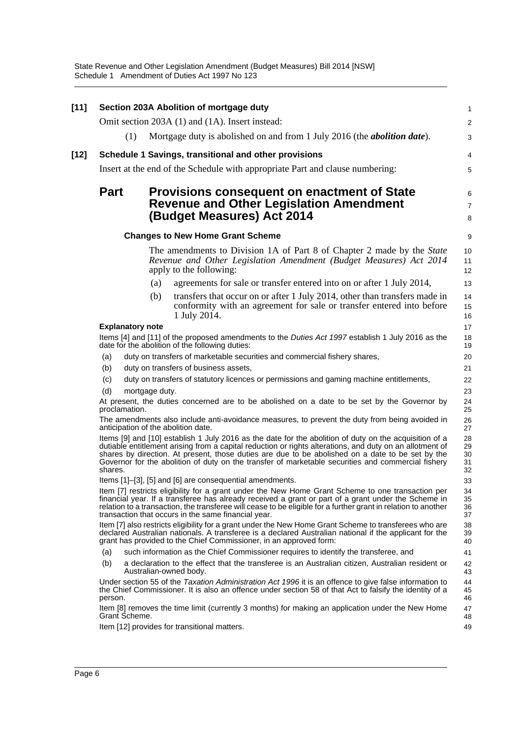**[11] Section 203A Abolition of mortgage duty**

Omit section 203A (1) and (1A). Insert instead:

(1) Mortgage duty is abolished on and from 1 July 2016 (the ***abolition date***).

**[12] Schedule 1 Savings, transitional and other provisions**

Insert at the end of the Schedule with appropriate Part and clause numbering:

## Part Provisions consequent on enactment of State Revenue and Other Legislation Amendment (Budget Measures) Act 2014

### Changes to New Home Grant Scheme

The amendments to Division 1A of Part 8 of Chapter 2 made by the *State Revenue and Other Legislation Amendment (Budget Measures) Act 2014* apply to the following:

(a) agreements for sale or transfer entered into on or after 1 July 2014,

(b) transfers that occur on or after 1 July 2014, other than transfers made in conformity with an agreement for sale or transfer entered into before 1 July 2014.

**Explanatory note**

Items [4] and [11] of the proposed amendments to the *Duties Act 1997* establish 1 July 2016 as the date for the abolition of the following duties:

(a) duty on transfers of marketable securities and commercial fishery shares,

(b) duty on transfers of business assets,

(c) duty on transfers of statutory licences or permissions and gaming machine entitlements,

(d) mortgage duty.

At present, the duties concerned are to be abolished on a date to be set by the Governor by proclamation.

The amendments also include anti-avoidance measures, to prevent the duty from being avoided in anticipation of the abolition date.

Items [9] and [10] establish 1 July 2016 as the date for the abolition of duty on the acquisition of a dutiable entitlement arising from a capital reduction or rights alterations, and duty on an allotment of shares by direction. At present, those duties are due to be abolished on a date to be set by the Governor for the abolition of duty on the transfer of marketable securities and commercial fishery shares.

Items [1]–[3], [5] and [6] are consequential amendments.

Item [7] restricts eligibility for a grant under the New Home Grant Scheme to one transaction per financial year. If a transferee has already received a grant or part of a grant under the Scheme in relation to a transaction, the transferee will cease to be eligible for a further grant in relation to another transaction that occurs in the same financial year.

Item [7] also restricts eligibility for a grant under the New Home Grant Scheme to transferees who are declared Australian nationals. A transferee is a declared Australian national if the applicant for the grant has provided to the Chief Commissioner, in an approved form:

(a) such information as the Chief Commissioner requires to identify the transferee, and

(b) a declaration to the effect that the transferee is an Australian citizen, Australian resident or Australian-owned body.

Under section 55 of the *Taxation Administration Act 1996* it is an offence to give false information to the Chief Commissioner. It is also an offence under section 58 of that Act to falsify the identity of a person.

Item [8] removes the time limit (currently 3 months) for making an application under the New Home Grant Scheme.

Item [12] provides for transitional matters.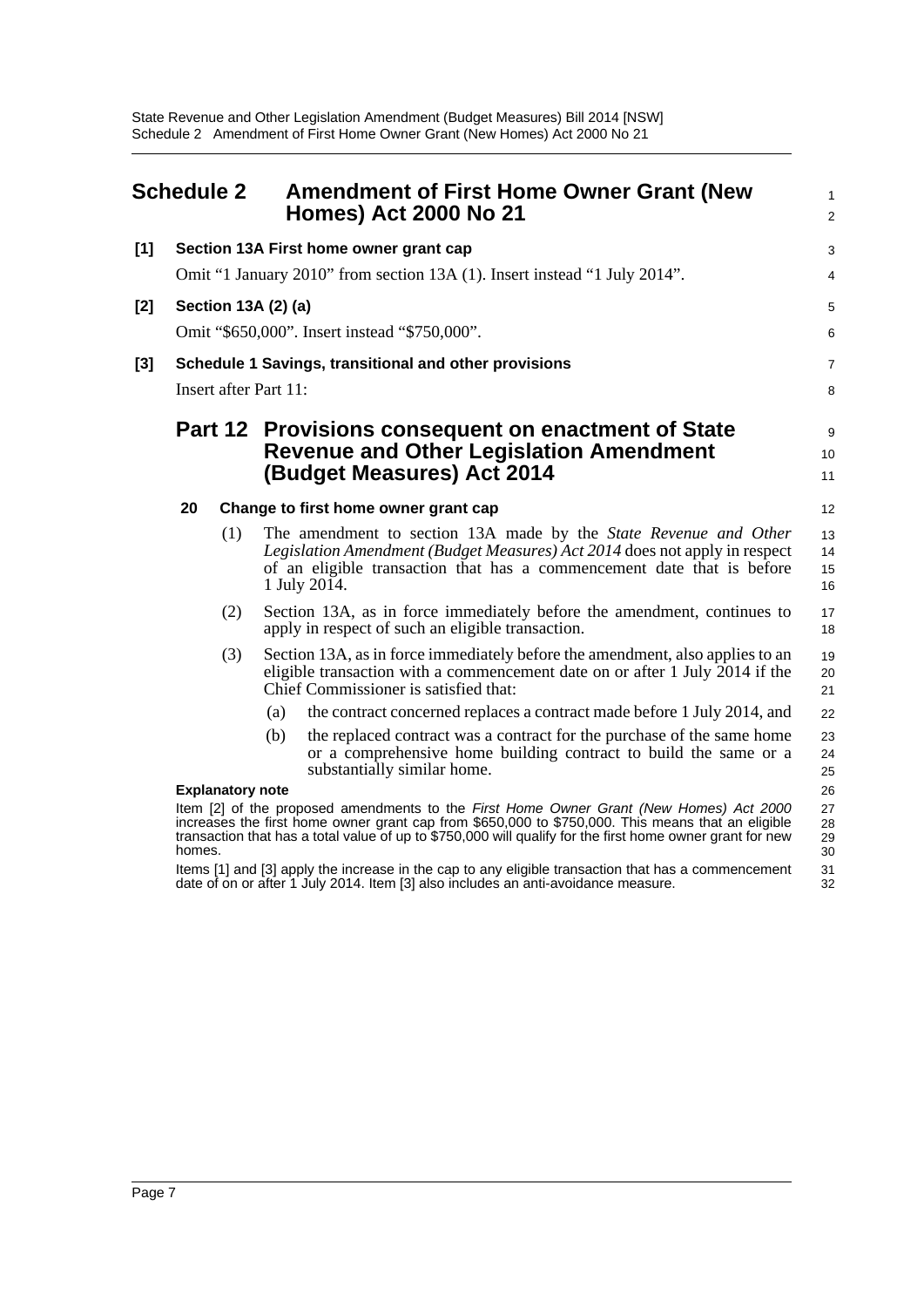# Schedule 2 Amendment of First Home Owner Grant (New Homes) Act 2000 No 21

**[1] Section 13A First home owner grant cap**

Omit "1 January 2010" from section 13A (1). Insert instead "1 July 2014".

**[2] Section 13A (2) (a)**

Omit "$650,000". Insert instead "$750,000".

**[3] Schedule 1 Savings, transitional and other provisions**

Insert after Part 11:

## Part 12 Provisions consequent on enactment of State Revenue and Other Legislation Amendment (Budget Measures) Act 2014

**20 Change to first home owner grant cap**

(1) The amendment to section 13A made by the *State Revenue and Other Legislation Amendment (Budget Measures) Act 2014* does not apply in respect of an eligible transaction that has a commencement date that is before 1 July 2014.

(2) Section 13A, as in force immediately before the amendment, continues to apply in respect of such an eligible transaction.

(3) Section 13A, as in force immediately before the amendment, also applies to an eligible transaction with a commencement date on or after 1 July 2014 if the Chief Commissioner is satisfied that:

(a) the contract concerned replaces a contract made before 1 July 2014, and

(b) the replaced contract was a contract for the purchase of the same home or a comprehensive home building contract to build the same or a substantially similar home.

**Explanatory note**

Item [2] of the proposed amendments to the *First Home Owner Grant (New Homes) Act 2000* increases the first home owner grant cap from $650,000 to $750,000. This means that an eligible transaction that has a total value of up to $750,000 will qualify for the first home owner grant for new homes.

Items [1] and [3] apply the increase in the cap to any eligible transaction that has a commencement date of on or after 1 July 2014. Item [3] also includes an anti-avoidance measure.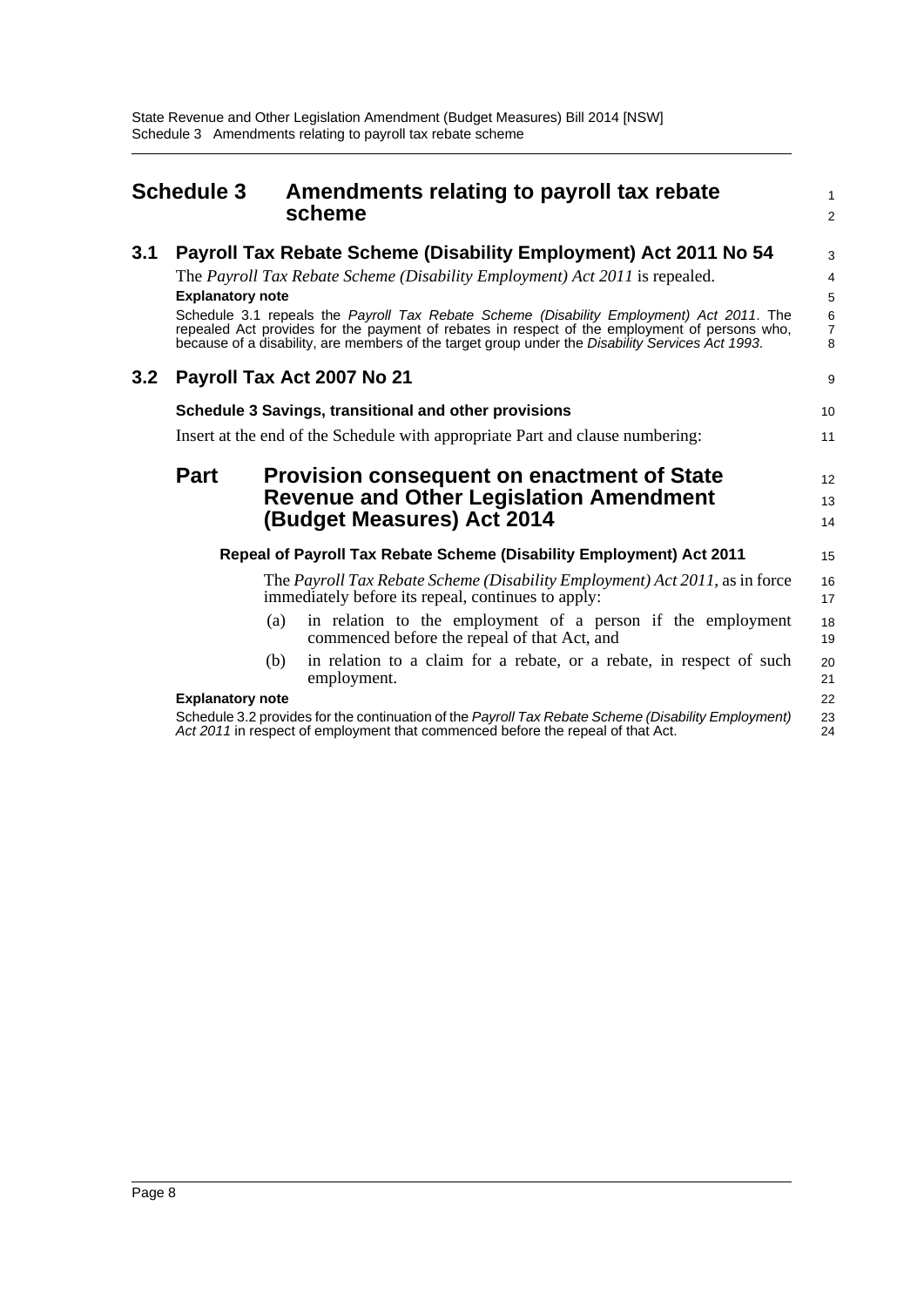# Schedule 3 Amendments relating to payroll tax rebate scheme

## 3.1 Payroll Tax Rebate Scheme (Disability Employment) Act 2011 No 54

The *Payroll Tax Rebate Scheme (Disability Employment) Act 2011* is repealed.

**Explanatory note**

Schedule 3.1 repeals the *Payroll Tax Rebate Scheme (Disability Employment) Act 2011*. The repealed Act provides for the payment of rebates in respect of the employment of persons who, because of a disability, are members of the target group under the *Disability Services Act 1993*.

## 3.2 Payroll Tax Act 2007 No 21

**Schedule 3 Savings, transitional and other provisions**

Insert at the end of the Schedule with appropriate Part and clause numbering:

### Part Provision consequent on enactment of State Revenue and Other Legislation Amendment (Budget Measures) Act 2014

**Repeal of Payroll Tax Rebate Scheme (Disability Employment) Act 2011**

The *Payroll Tax Rebate Scheme (Disability Employment) Act 2011*, as in force immediately before its repeal, continues to apply:

(a) in relation to the employment of a person if the employment commenced before the repeal of that Act, and

(b) in relation to a claim for a rebate, or a rebate, in respect of such employment.

**Explanatory note**

Schedule 3.2 provides for the continuation of the *Payroll Tax Rebate Scheme (Disability Employment) Act 2011* in respect of employment that commenced before the repeal of that Act.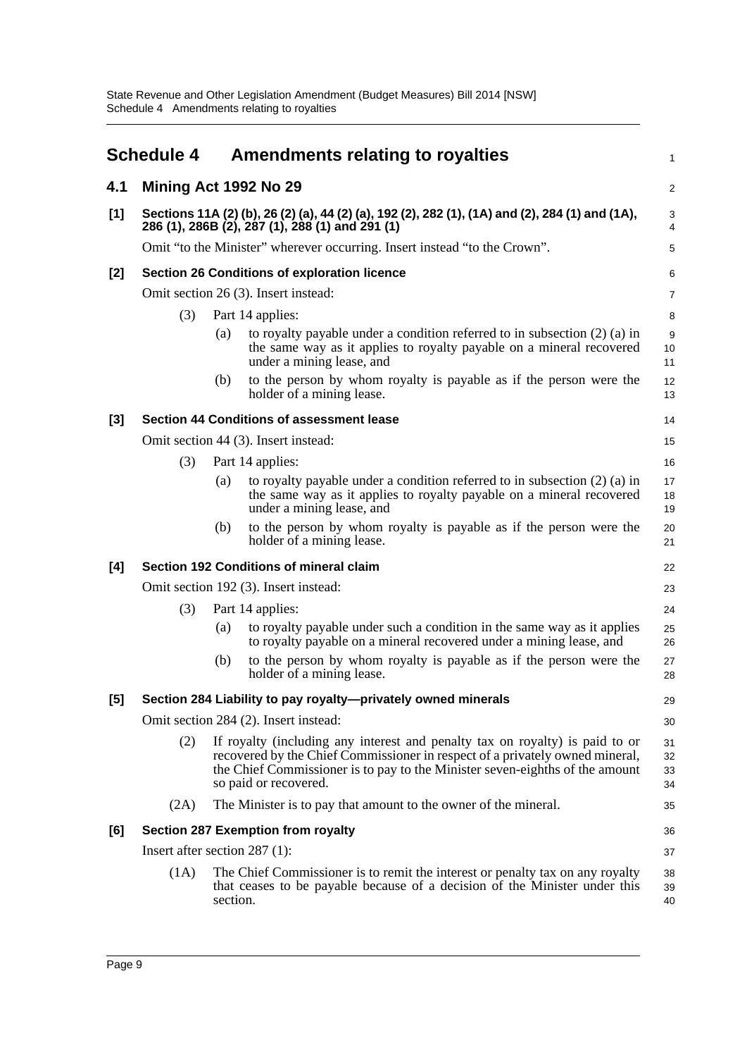# Schedule 4 Amendments relating to royalties

## 4.1 Mining Act 1992 No 29

### [1] Sections 11A (2) (b), 26 (2) (a), 44 (2) (a), 192 (2), 282 (1), (1A) and (2), 284 (1) and (1A), 286 (1), 286B (2), 287 (1), 288 (1) and 291 (1)

Omit "to the Minister" wherever occurring. Insert instead "to the Crown".

### [2] Section 26 Conditions of exploration licence

Omit section 26 (3). Insert instead:

(3) Part 14 applies:

- (a) to royalty payable under a condition referred to in subsection (2) (a) in the same way as it applies to royalty payable on a mineral recovered under a mining lease, and
- (b) to the person by whom royalty is payable as if the person were the holder of a mining lease.

### [3] Section 44 Conditions of assessment lease

Omit section 44 (3). Insert instead:

(3) Part 14 applies:

- (a) to royalty payable under a condition referred to in subsection (2) (a) in the same way as it applies to royalty payable on a mineral recovered under a mining lease, and
- (b) to the person by whom royalty is payable as if the person were the holder of a mining lease.

### [4] Section 192 Conditions of mineral claim

Omit section 192 (3). Insert instead:

(3) Part 14 applies:

- (a) to royalty payable under such a condition in the same way as it applies to royalty payable on a mineral recovered under a mining lease, and
- (b) to the person by whom royalty is payable as if the person were the holder of a mining lease.

### [5] Section 284 Liability to pay royalty—privately owned minerals

Omit section 284 (2). Insert instead:

(2) If royalty (including any interest and penalty tax on royalty) is paid to or recovered by the Chief Commissioner in respect of a privately owned mineral, the Chief Commissioner is to pay to the Minister seven-eighths of the amount so paid or recovered.

(2A) The Minister is to pay that amount to the owner of the mineral.

### [6] Section 287 Exemption from royalty

Insert after section 287 (1):

(1A) The Chief Commissioner is to remit the interest or penalty tax on any royalty that ceases to be payable because of a decision of the Minister under this section.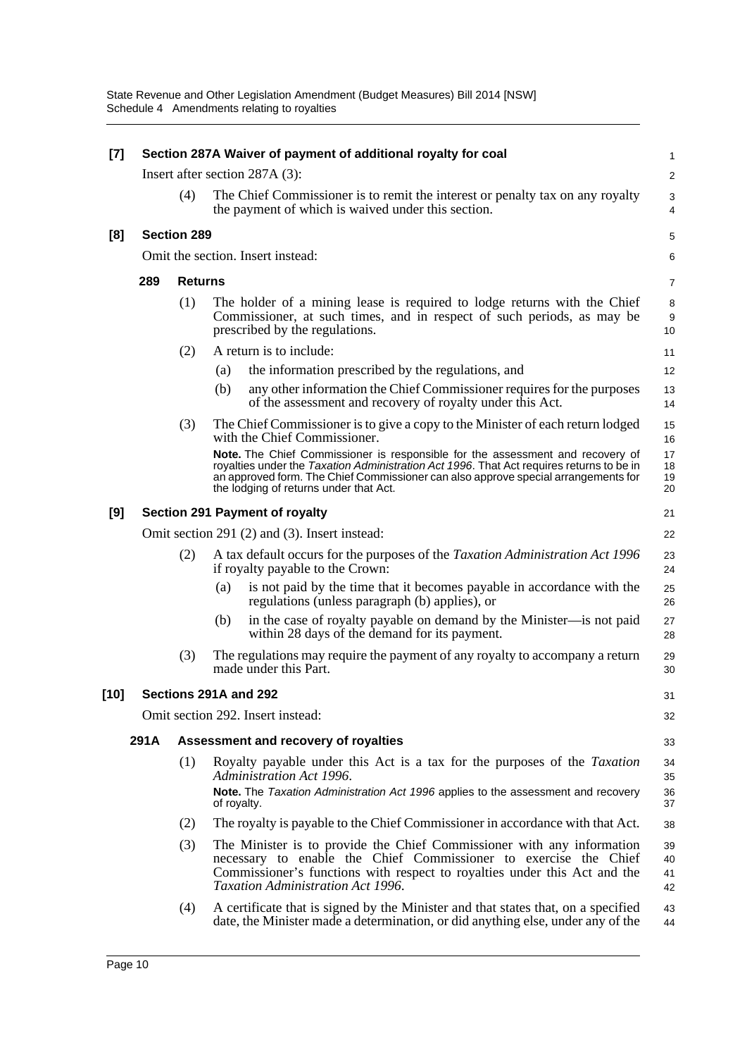**[7] Section 287A Waiver of payment of additional royalty for coal**

Insert after section 287A (3):

(4) The Chief Commissioner is to remit the interest or penalty tax on any royalty the payment of which is waived under this section.

**[8] Section 289**

Omit the section. Insert instead:

**289 Returns**

(1) The holder of a mining lease is required to lodge returns with the Chief Commissioner, at such times, and in respect of such periods, as may be prescribed by the regulations.

(2) A return is to include:

(a) the information prescribed by the regulations, and

(b) any other information the Chief Commissioner requires for the purposes of the assessment and recovery of royalty under this Act.

(3) The Chief Commissioner is to give a copy to the Minister of each return lodged with the Chief Commissioner.

**Note.** The Chief Commissioner is responsible for the assessment and recovery of royalties under the *Taxation Administration Act 1996*. That Act requires returns to be in an approved form. The Chief Commissioner can also approve special arrangements for the lodging of returns under that Act.

**[9] Section 291 Payment of royalty**

Omit section 291 (2) and (3). Insert instead:

(2) A tax default occurs for the purposes of the *Taxation Administration Act 1996* if royalty payable to the Crown:

(a) is not paid by the time that it becomes payable in accordance with the regulations (unless paragraph (b) applies), or

(b) in the case of royalty payable on demand by the Minister—is not paid within 28 days of the demand for its payment.

(3) The regulations may require the payment of any royalty to accompany a return made under this Part.

**[10] Sections 291A and 292**

Omit section 292. Insert instead:

**291A Assessment and recovery of royalties**

(1) Royalty payable under this Act is a tax for the purposes of the *Taxation Administration Act 1996*.

**Note.** The *Taxation Administration Act 1996* applies to the assessment and recovery of royalty.

(2) The royalty is payable to the Chief Commissioner in accordance with that Act.

(3) The Minister is to provide the Chief Commissioner with any information necessary to enable the Chief Commissioner to exercise the Chief Commissioner's functions with respect to royalties under this Act and the *Taxation Administration Act 1996*.

(4) A certificate that is signed by the Minister and that states that, on a specified date, the Minister made a determination, or did anything else, under any of the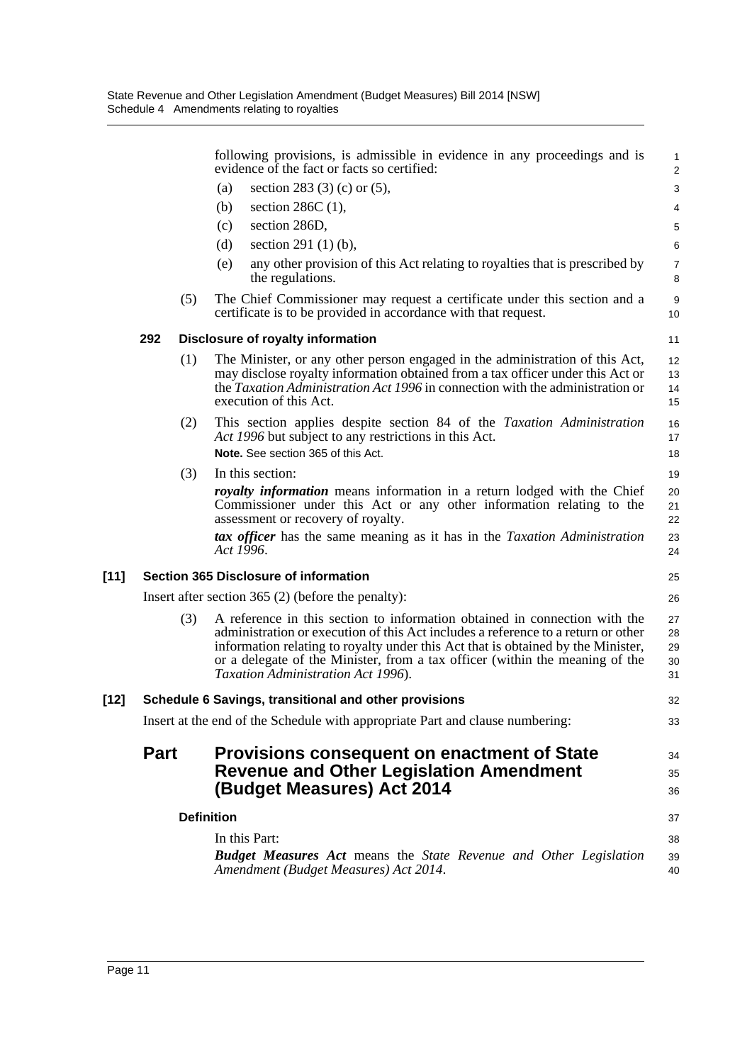following provisions, is admissible in evidence in any proceedings and is evidence of the fact or facts so certified:

(a) section 283 (3) (c) or (5),

(b) section 286C (1),

(c) section 286D,

(d) section 291 (1) (b),

(e) any other provision of this Act relating to royalties that is prescribed by the regulations.

(5) The Chief Commissioner may request a certificate under this section and a certificate is to be provided in accordance with that request.

### 292 Disclosure of royalty information

(1) The Minister, or any other person engaged in the administration of this Act, may disclose royalty information obtained from a tax officer under this Act or the *Taxation Administration Act 1996* in connection with the administration or execution of this Act.

(2) This section applies despite section 84 of the *Taxation Administration Act 1996* but subject to any restrictions in this Act.

**Note.** See section 365 of this Act.

(3) In this section:

***royalty information*** means information in a return lodged with the Chief Commissioner under this Act or any other information relating to the assessment or recovery of royalty.

***tax officer*** has the same meaning as it has in the *Taxation Administration Act 1996*.

### [11] Section 365 Disclosure of information

Insert after section 365 (2) (before the penalty):

(3) A reference in this section to information obtained in connection with the administration or execution of this Act includes a reference to a return or other information relating to royalty under this Act that is obtained by the Minister, or a delegate of the Minister, from a tax officer (within the meaning of the *Taxation Administration Act 1996*).

### [12] Schedule 6 Savings, transitional and other provisions

Insert at the end of the Schedule with appropriate Part and clause numbering:

## Part Provisions consequent on enactment of State Revenue and Other Legislation Amendment (Budget Measures) Act 2014

### Definition

In this Part:

***Budget Measures Act*** means the *State Revenue and Other Legislation Amendment (Budget Measures) Act 2014*.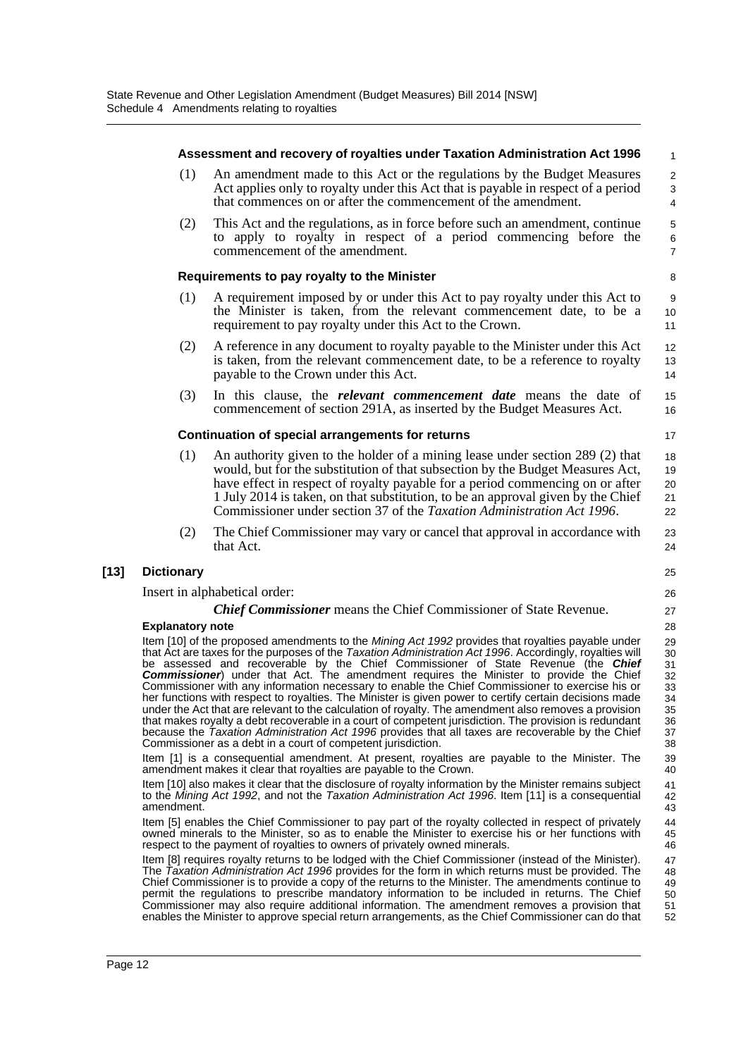**Assessment and recovery of royalties under Taxation Administration Act 1996**

(1) An amendment made to this Act or the regulations by the Budget Measures Act applies only to royalty under this Act that is payable in respect of a period that commences on or after the commencement of the amendment.

(2) This Act and the regulations, as in force before such an amendment, continue to apply to royalty in respect of a period commencing before the commencement of the amendment.

**Requirements to pay royalty to the Minister**

(1) A requirement imposed by or under this Act to pay royalty under this Act to the Minister is taken, from the relevant commencement date, to be a requirement to pay royalty under this Act to the Crown.

(2) A reference in any document to royalty payable to the Minister under this Act is taken, from the relevant commencement date, to be a reference to royalty payable to the Crown under this Act.

(3) In this clause, the ***relevant commencement date*** means the date of commencement of section 291A, as inserted by the Budget Measures Act.

**Continuation of special arrangements for returns**

(1) An authority given to the holder of a mining lease under section 289 (2) that would, but for the substitution of that subsection by the Budget Measures Act, have effect in respect of royalty payable for a period commencing on or after 1 July 2014 is taken, on that substitution, to be an approval given by the Chief Commissioner under section 37 of the *Taxation Administration Act 1996*.

(2) The Chief Commissioner may vary or cancel that approval in accordance with that Act.

**[13] Dictionary**

Insert in alphabetical order:

***Chief Commissioner*** means the Chief Commissioner of State Revenue.

**Explanatory note**

Item [10] of the proposed amendments to the *Mining Act 1992* provides that royalties payable under that Act are taxes for the purposes of the *Taxation Administration Act 1996*. Accordingly, royalties will be assessed and recoverable by the Chief Commissioner of State Revenue (the ***Chief Commissioner***) under that Act. The amendment requires the Minister to provide the Chief Commissioner with any information necessary to enable the Chief Commissioner to exercise his or her functions with respect to royalties. The Minister is given power to certify certain decisions made under the Act that are relevant to the calculation of royalty. The amendment also removes a provision that makes royalty a debt recoverable in a court of competent jurisdiction. The provision is redundant because the *Taxation Administration Act 1996* provides that all taxes are recoverable by the Chief Commissioner as a debt in a court of competent jurisdiction.

Item [1] is a consequential amendment. At present, royalties are payable to the Minister. The amendment makes it clear that royalties are payable to the Crown.

Item [10] also makes it clear that the disclosure of royalty information by the Minister remains subject to the *Mining Act 1992*, and not the *Taxation Administration Act 1996*. Item [11] is a consequential amendment.

Item [5] enables the Chief Commissioner to pay part of the royalty collected in respect of privately owned minerals to the Minister, so as to enable the Minister to exercise his or her functions with respect to the payment of royalties to owners of privately owned minerals.

Item [8] requires royalty returns to be lodged with the Chief Commissioner (instead of the Minister). The *Taxation Administration Act 1996* provides for the form in which returns must be provided. The Chief Commissioner is to provide a copy of the returns to the Minister. The amendments continue to permit the regulations to prescribe mandatory information to be included in returns. The Chief Commissioner may also require additional information. The amendment removes a provision that enables the Minister to approve special return arrangements, as the Chief Commissioner can do that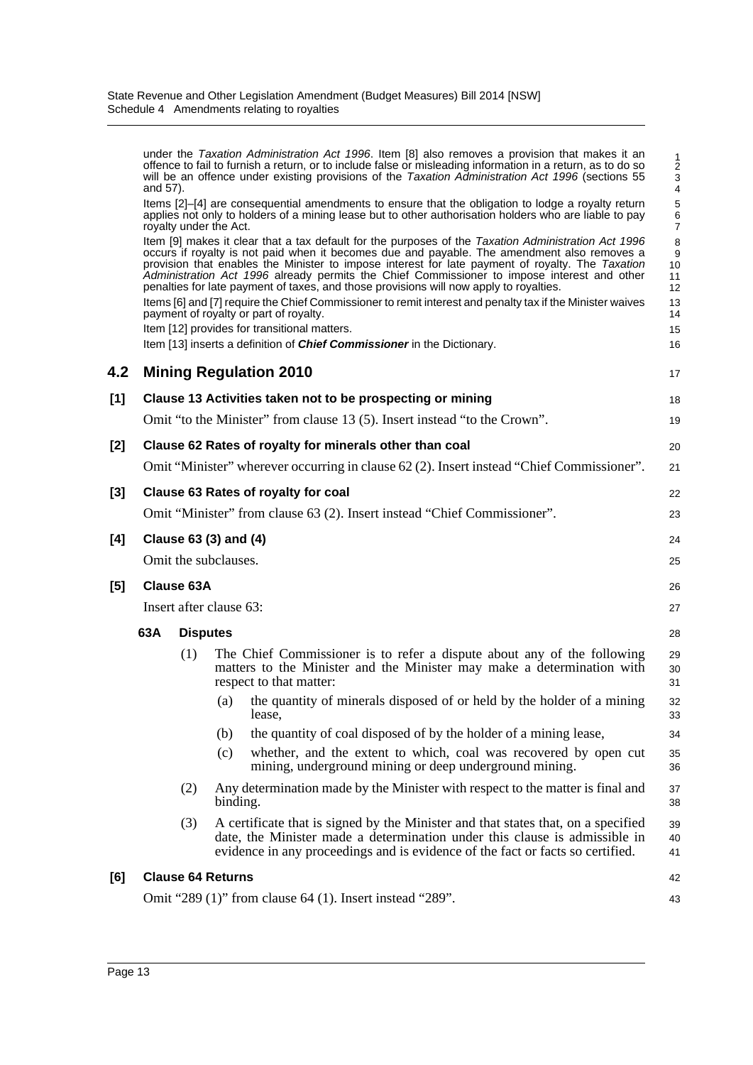under the *Taxation Administration Act 1996*. Item [8] also removes a provision that makes it an offence to fail to furnish a return, or to include false or misleading information in a return, as to do so will be an offence under existing provisions of the *Taxation Administration Act 1996* (sections 55 and 57).

Items [2]–[4] are consequential amendments to ensure that the obligation to lodge a royalty return applies not only to holders of a mining lease but to other authorisation holders who are liable to pay royalty under the Act.

Item [9] makes it clear that a tax default for the purposes of the *Taxation Administration Act 1996* occurs if royalty is not paid when it becomes due and payable. The amendment also removes a provision that enables the Minister to impose interest for late payment of royalty. The *Taxation Administration Act 1996* already permits the Chief Commissioner to impose interest and other penalties for late payment of taxes, and those provisions will now apply to royalties.

Items [6] and [7] require the Chief Commissioner to remit interest and penalty tax if the Minister waives payment of royalty or part of royalty.

Item [12] provides for transitional matters.

Item [13] inserts a definition of ***Chief Commissioner*** in the Dictionary.

## 4.2 Mining Regulation 2010

### [1] Clause 13 Activities taken not to be prospecting or mining

Omit "to the Minister" from clause 13 (5). Insert instead "to the Crown".

### [2] Clause 62 Rates of royalty for minerals other than coal

Omit "Minister" wherever occurring in clause 62 (2). Insert instead "Chief Commissioner".

### [3] Clause 63 Rates of royalty for coal

Omit "Minister" from clause 63 (2). Insert instead "Chief Commissioner".

### [4] Clause 63 (3) and (4)

Omit the subclauses.

### [5] Clause 63A

Insert after clause 63:

**63A Disputes**

(1) The Chief Commissioner is to refer a dispute about any of the following matters to the Minister and the Minister may make a determination with respect to that matter:

(a) the quantity of minerals disposed of or held by the holder of a mining lease,

(b) the quantity of coal disposed of by the holder of a mining lease,

(c) whether, and the extent to which, coal was recovered by open cut mining, underground mining or deep underground mining.

(2) Any determination made by the Minister with respect to the matter is final and binding.

(3) A certificate that is signed by the Minister and that states that, on a specified date, the Minister made a determination under this clause is admissible in evidence in any proceedings and is evidence of the fact or facts so certified.

### [6] Clause 64 Returns

Omit "289 (1)" from clause 64 (1). Insert instead "289".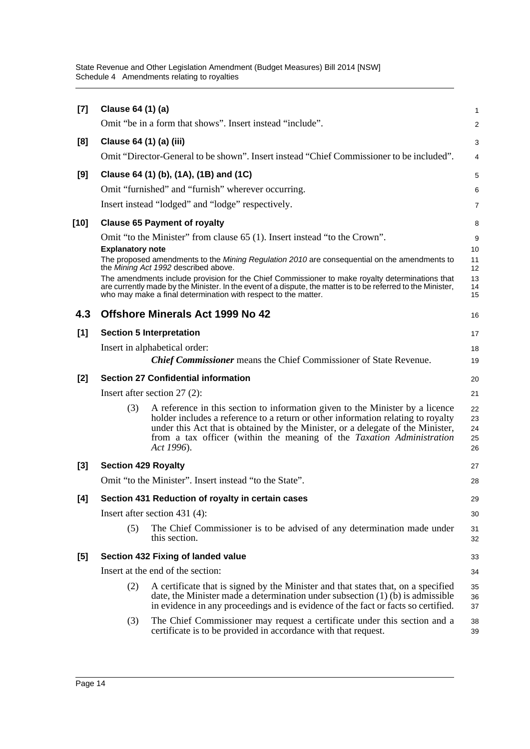**[7] Clause 64 (1) (a)**

Omit "be in a form that shows". Insert instead "include".

**[8] Clause 64 (1) (a) (iii)**

Omit "Director-General to be shown". Insert instead "Chief Commissioner to be included".

**[9] Clause 64 (1) (b), (1A), (1B) and (1C)**

Omit "furnished" and "furnish" wherever occurring.

Insert instead "lodged" and "lodge" respectively.

**[10] Clause 65 Payment of royalty**

Omit "to the Minister" from clause 65 (1). Insert instead "to the Crown".

**Explanatory note**

The proposed amendments to the *Mining Regulation 2010* are consequential on the amendments to the *Mining Act 1992* described above.

The amendments include provision for the Chief Commissioner to make royalty determinations that are currently made by the Minister. In the event of a dispute, the matter is to be referred to the Minister, who may make a final determination with respect to the matter.

## 4.3 Offshore Minerals Act 1999 No 42

**[1] Section 5 Interpretation**

Insert in alphabetical order:

***Chief Commissioner*** means the Chief Commissioner of State Revenue.

**[2] Section 27 Confidential information**

Insert after section 27 (2):

(3) A reference in this section to information given to the Minister by a licence holder includes a reference to a return or other information relating to royalty under this Act that is obtained by the Minister, or a delegate of the Minister, from a tax officer (within the meaning of the *Taxation Administration Act 1996*).

**[3] Section 429 Royalty**

Omit "to the Minister". Insert instead "to the State".

**[4] Section 431 Reduction of royalty in certain cases**

Insert after section 431 (4):

(5) The Chief Commissioner is to be advised of any determination made under this section.

**[5] Section 432 Fixing of landed value**

Insert at the end of the section:

(2) A certificate that is signed by the Minister and that states that, on a specified date, the Minister made a determination under subsection (1) (b) is admissible in evidence in any proceedings and is evidence of the fact or facts so certified.

(3) The Chief Commissioner may request a certificate under this section and a certificate is to be provided in accordance with that request.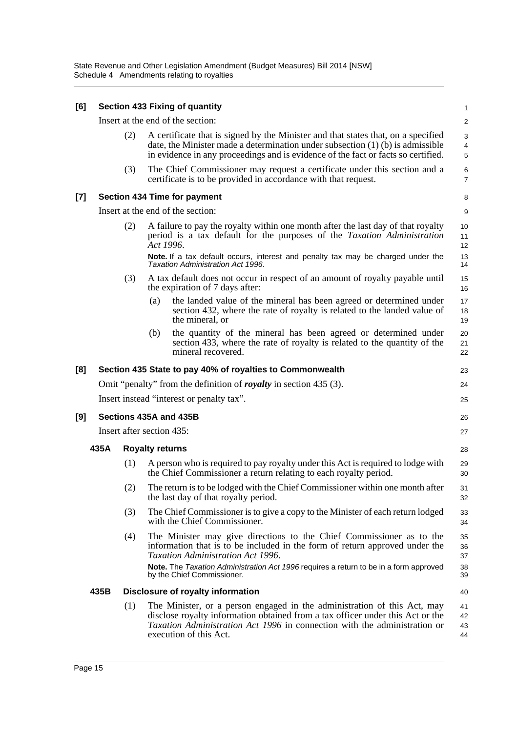**[6] Section 433 Fixing of quantity**

Insert at the end of the section:

(2) A certificate that is signed by the Minister and that states that, on a specified date, the Minister made a determination under subsection (1) (b) is admissible in evidence in any proceedings and is evidence of the fact or facts so certified.

(3) The Chief Commissioner may request a certificate under this section and a certificate is to be provided in accordance with that request.

**[7] Section 434 Time for payment**

Insert at the end of the section:

(2) A failure to pay the royalty within one month after the last day of that royalty period is a tax default for the purposes of the *Taxation Administration Act 1996*.

**Note.** If a tax default occurs, interest and penalty tax may be charged under the *Taxation Administration Act 1996*.

(3) A tax default does not occur in respect of an amount of royalty payable until the expiration of 7 days after:

(a) the landed value of the mineral has been agreed or determined under section 432, where the rate of royalty is related to the landed value of the mineral, or

(b) the quantity of the mineral has been agreed or determined under section 433, where the rate of royalty is related to the quantity of the mineral recovered.

**[8] Section 435 State to pay 40% of royalties to Commonwealth**

Omit "penalty" from the definition of ***royalty*** in section 435 (3).

Insert instead "interest or penalty tax".

**[9] Sections 435A and 435B**

Insert after section 435:

**435A Royalty returns**

(1) A person who is required to pay royalty under this Act is required to lodge with the Chief Commissioner a return relating to each royalty period.

(2) The return is to be lodged with the Chief Commissioner within one month after the last day of that royalty period.

(3) The Chief Commissioner is to give a copy to the Minister of each return lodged with the Chief Commissioner.

(4) The Minister may give directions to the Chief Commissioner as to the information that is to be included in the form of return approved under the *Taxation Administration Act 1996*.

**Note.** The *Taxation Administration Act 1996* requires a return to be in a form approved by the Chief Commissioner.

**435B Disclosure of royalty information**

(1) The Minister, or a person engaged in the administration of this Act, may disclose royalty information obtained from a tax officer under this Act or the *Taxation Administration Act 1996* in connection with the administration or execution of this Act.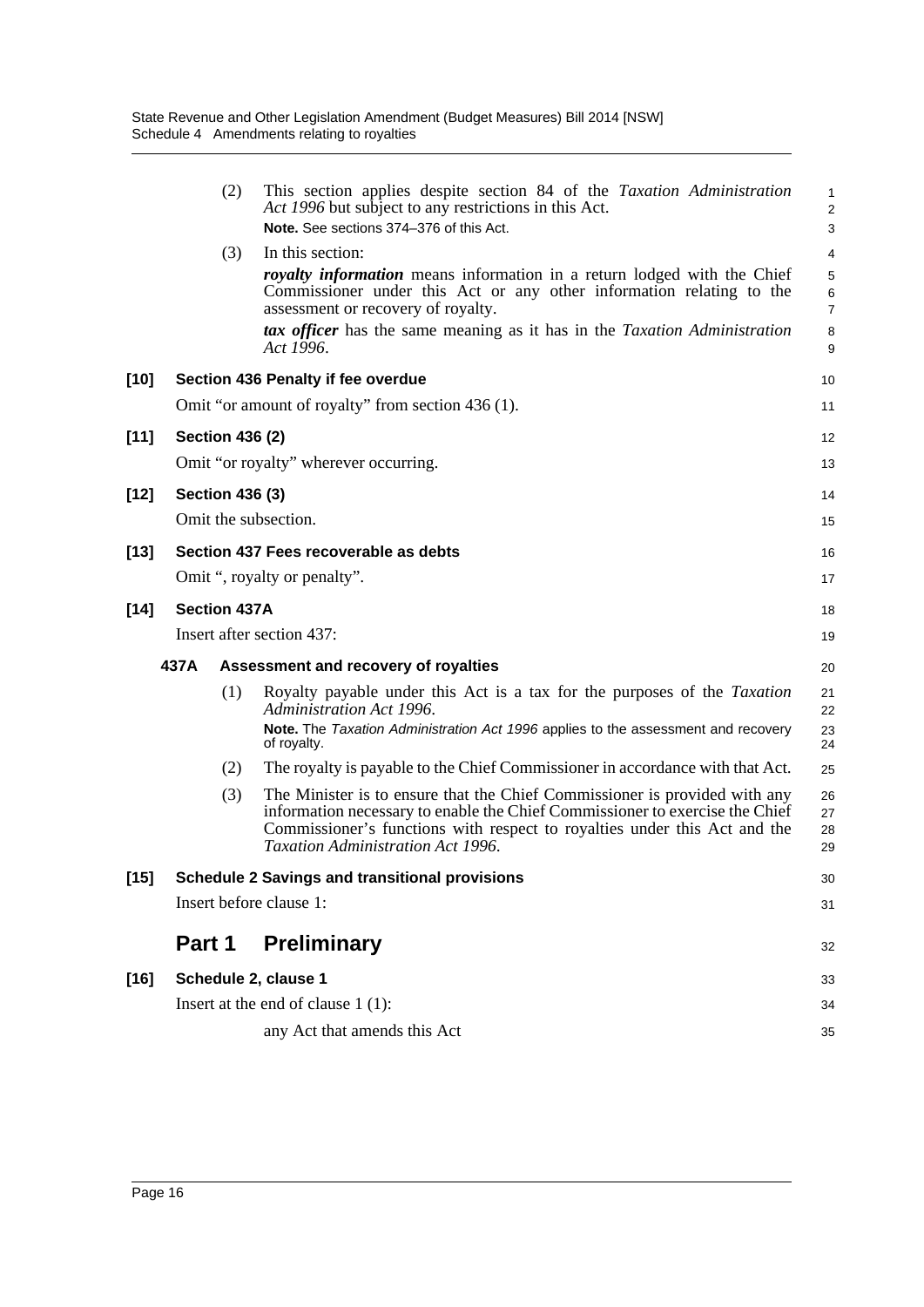(2) This section applies despite section 84 of the *Taxation Administration Act 1996* but subject to any restrictions in this Act.

**Note.** See sections 374–376 of this Act.

(3) In this section:

***royalty information*** means information in a return lodged with the Chief Commissioner under this Act or any other information relating to the assessment or recovery of royalty.

***tax officer*** has the same meaning as it has in the *Taxation Administration Act 1996*.

**[10] Section 436 Penalty if fee overdue**

Omit "or amount of royalty" from section 436 (1).

**[11] Section 436 (2)**

Omit "or royalty" wherever occurring.

**[12] Section 436 (3)**

Omit the subsection.

**[13] Section 437 Fees recoverable as debts**

Omit ", royalty or penalty".

**[14] Section 437A**

Insert after section 437:

**437A Assessment and recovery of royalties**

(1) Royalty payable under this Act is a tax for the purposes of the *Taxation Administration Act 1996*.

**Note.** The *Taxation Administration Act 1996* applies to the assessment and recovery of royalty.

(2) The royalty is payable to the Chief Commissioner in accordance with that Act.

(3) The Minister is to ensure that the Chief Commissioner is provided with any information necessary to enable the Chief Commissioner to exercise the Chief Commissioner's functions with respect to royalties under this Act and the *Taxation Administration Act 1996*.

**[15] Schedule 2 Savings and transitional provisions**

Insert before clause 1:

## Part 1 Preliminary

**[16] Schedule 2, clause 1**

Insert at the end of clause 1 (1):

any Act that amends this Act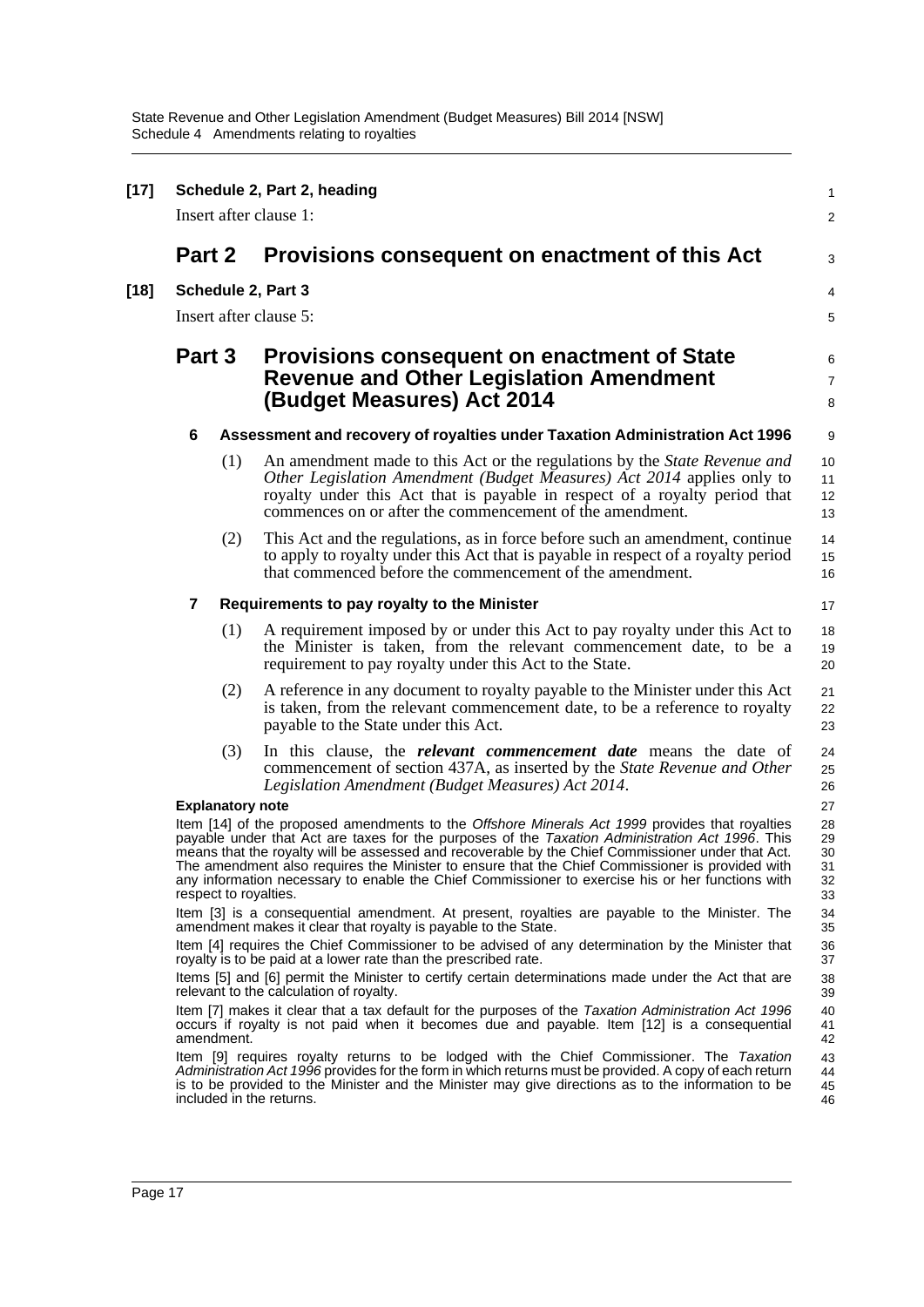**[17] Schedule 2, Part 2, heading**

Insert after clause 1:

## Part 2 Provisions consequent on enactment of this Act

**[18] Schedule 2, Part 3**

Insert after clause 5:

## Part 3 Provisions consequent on enactment of State Revenue and Other Legislation Amendment (Budget Measures) Act 2014

### 6 Assessment and recovery of royalties under Taxation Administration Act 1996

(1) An amendment made to this Act or the regulations by the *State Revenue and Other Legislation Amendment (Budget Measures) Act 2014* applies only to royalty under this Act that is payable in respect of a royalty period that commences on or after the commencement of the amendment.

(2) This Act and the regulations, as in force before such an amendment, continue to apply to royalty under this Act that is payable in respect of a royalty period that commenced before the commencement of the amendment.

### 7 Requirements to pay royalty to the Minister

(1) A requirement imposed by or under this Act to pay royalty under this Act to the Minister is taken, from the relevant commencement date, to be a requirement to pay royalty under this Act to the State.

(2) A reference in any document to royalty payable to the Minister under this Act is taken, from the relevant commencement date, to be a reference to royalty payable to the State under this Act.

(3) In this clause, the ***relevant commencement date*** means the date of commencement of section 437A, as inserted by the *State Revenue and Other Legislation Amendment (Budget Measures) Act 2014*.

**Explanatory note**

Item [14] of the proposed amendments to the *Offshore Minerals Act 1999* provides that royalties payable under that Act are taxes for the purposes of the *Taxation Administration Act 1996*. This means that the royalty will be assessed and recoverable by the Chief Commissioner under that Act. The amendment also requires the Minister to ensure that the Chief Commissioner is provided with any information necessary to enable the Chief Commissioner to exercise his or her functions with respect to royalties.

Item [3] is a consequential amendment. At present, royalties are payable to the Minister. The amendment makes it clear that royalty is payable to the State.

Item [4] requires the Chief Commissioner to be advised of any determination by the Minister that royalty is to be paid at a lower rate than the prescribed rate.

Items [5] and [6] permit the Minister to certify certain determinations made under the Act that are relevant to the calculation of royalty.

Item [7] makes it clear that a tax default for the purposes of the *Taxation Administration Act 1996* occurs if royalty is not paid when it becomes due and payable. Item [12] is a consequential amendment.

Item [9] requires royalty returns to be lodged with the Chief Commissioner. The *Taxation Administration Act 1996* provides for the form in which returns must be provided. A copy of each return is to be provided to the Minister and the Minister may give directions as to the information to be included in the returns.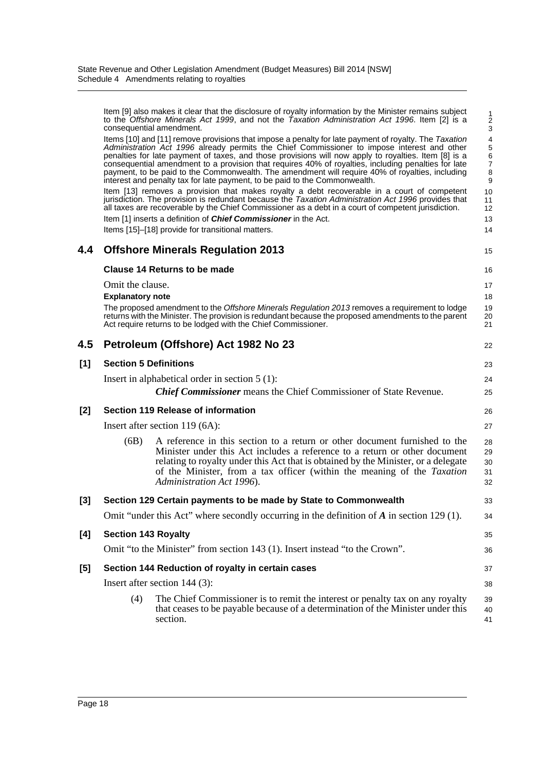Item [9] also makes it clear that the disclosure of royalty information by the Minister remains subject to the *Offshore Minerals Act 1999*, and not the *Taxation Administration Act 1996*. Item [2] is a consequential amendment.

Items [10] and [11] remove provisions that impose a penalty for late payment of royalty. The *Taxation Administration Act 1996* already permits the Chief Commissioner to impose interest and other penalties for late payment of taxes, and those provisions will now apply to royalties. Item [8] is a consequential amendment to a provision that requires 40% of royalties, including penalties for late payment, to be paid to the Commonwealth. The amendment will require 40% of royalties, including interest and penalty tax for late payment, to be paid to the Commonwealth.

Item [13] removes a provision that makes royalty a debt recoverable in a court of competent jurisdiction. The provision is redundant because the *Taxation Administration Act 1996* provides that all taxes are recoverable by the Chief Commissioner as a debt in a court of competent jurisdiction.

Item [1] inserts a definition of ***Chief Commissioner*** in the Act.

Items [15]–[18] provide for transitional matters.

## 4.4 Offshore Minerals Regulation 2013

### Clause 14 Returns to be made

Omit the clause.

**Explanatory note**

The proposed amendment to the *Offshore Minerals Regulation 2013* removes a requirement to lodge returns with the Minister. The provision is redundant because the proposed amendments to the parent Act require returns to be lodged with the Chief Commissioner.

## 4.5 Petroleum (Offshore) Act 1982 No 23

### [1] Section 5 Definitions

Insert in alphabetical order in section 5 (1):

***Chief Commissioner*** means the Chief Commissioner of State Revenue.

### [2] Section 119 Release of information

Insert after section 119 (6A):

(6B) A reference in this section to a return or other document furnished to the Minister under this Act includes a reference to a return or other document relating to royalty under this Act that is obtained by the Minister, or a delegate of the Minister, from a tax officer (within the meaning of the *Taxation Administration Act 1996*).

### [3] Section 129 Certain payments to be made by State to Commonwealth

Omit "under this Act" where secondly occurring in the definition of ***A*** in section 129 (1).

### [4] Section 143 Royalty

Omit "to the Minister" from section 143 (1). Insert instead "to the Crown".

### [5] Section 144 Reduction of royalty in certain cases

Insert after section 144 (3):

(4) The Chief Commissioner is to remit the interest or penalty tax on any royalty that ceases to be payable because of a determination of the Minister under this section.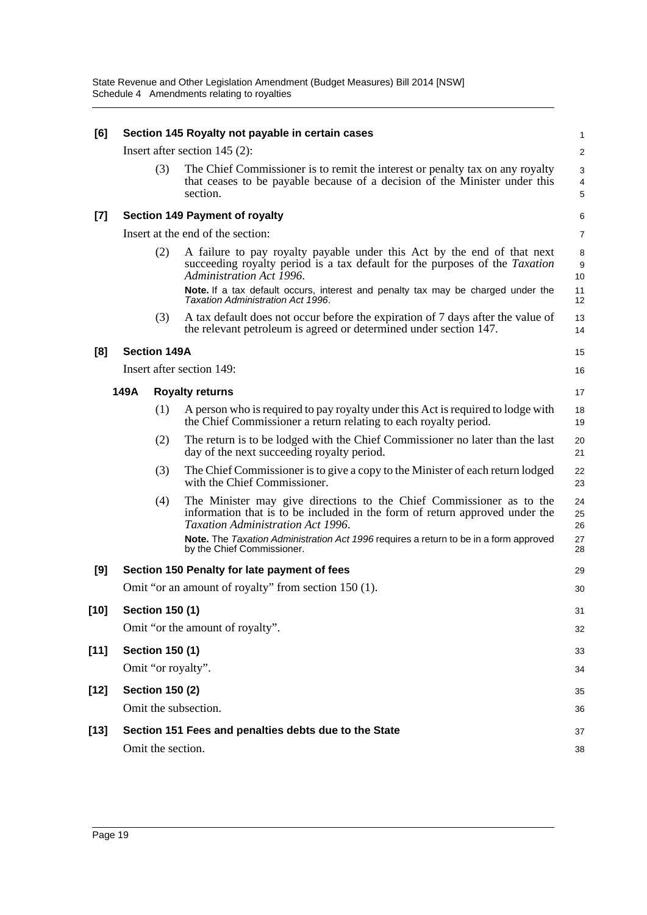**[6] Section 145 Royalty not payable in certain cases**

Insert after section 145 (2):

(3) The Chief Commissioner is to remit the interest or penalty tax on any royalty that ceases to be payable because of a decision of the Minister under this section.

**[7] Section 149 Payment of royalty**

Insert at the end of the section:

(2) A failure to pay royalty payable under this Act by the end of that next succeeding royalty period is a tax default for the purposes of the *Taxation Administration Act 1996*.

**Note.** If a tax default occurs, interest and penalty tax may be charged under the *Taxation Administration Act 1996*.

(3) A tax default does not occur before the expiration of 7 days after the value of the relevant petroleum is agreed or determined under section 147.

**[8] Section 149A**

Insert after section 149:

**149A Royalty returns**

(1) A person who is required to pay royalty under this Act is required to lodge with the Chief Commissioner a return relating to each royalty period.

(2) The return is to be lodged with the Chief Commissioner no later than the last day of the next succeeding royalty period.

(3) The Chief Commissioner is to give a copy to the Minister of each return lodged with the Chief Commissioner.

(4) The Minister may give directions to the Chief Commissioner as to the information that is to be included in the form of return approved under the *Taxation Administration Act 1996*.

**Note.** The *Taxation Administration Act 1996* requires a return to be in a form approved by the Chief Commissioner.

**[9] Section 150 Penalty for late payment of fees**

Omit "or an amount of royalty" from section 150 (1).

**[10] Section 150 (1)**

Omit "or the amount of royalty".

**[11] Section 150 (1)**

Omit "or royalty".

**[12] Section 150 (2)**

Omit the subsection.

**[13] Section 151 Fees and penalties debts due to the State**

Omit the section.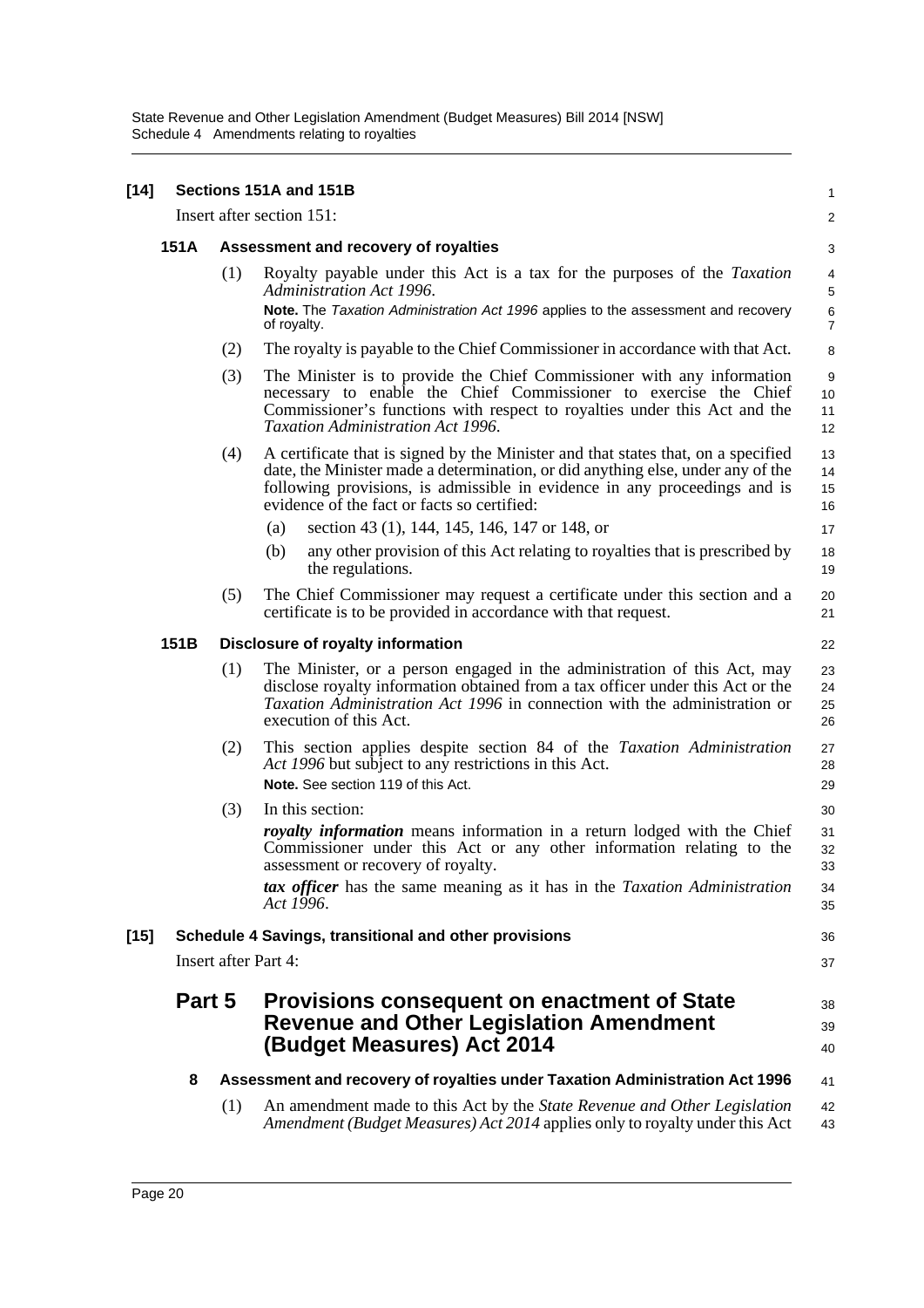**[14] Sections 151A and 151B**

Insert after section 151:

### 151A Assessment and recovery of royalties

(1) Royalty payable under this Act is a tax for the purposes of the *Taxation Administration Act 1996*.

**Note.** The *Taxation Administration Act 1996* applies to the assessment and recovery of royalty.

(2) The royalty is payable to the Chief Commissioner in accordance with that Act.

(3) The Minister is to provide the Chief Commissioner with any information necessary to enable the Chief Commissioner to exercise the Chief Commissioner's functions with respect to royalties under this Act and the *Taxation Administration Act 1996*.

(4) A certificate that is signed by the Minister and that states that, on a specified date, the Minister made a determination, or did anything else, under any of the following provisions, is admissible in evidence in any proceedings and is evidence of the fact or facts so certified:

(a) section 43 (1), 144, 145, 146, 147 or 148, or

(b) any other provision of this Act relating to royalties that is prescribed by the regulations.

(5) The Chief Commissioner may request a certificate under this section and a certificate is to be provided in accordance with that request.

### 151B Disclosure of royalty information

(1) The Minister, or a person engaged in the administration of this Act, may disclose royalty information obtained from a tax officer under this Act or the *Taxation Administration Act 1996* in connection with the administration or execution of this Act.

(2) This section applies despite section 84 of the *Taxation Administration Act 1996* but subject to any restrictions in this Act.

**Note.** See section 119 of this Act.

(3) In this section:

***royalty information*** means information in a return lodged with the Chief Commissioner under this Act or any other information relating to the assessment or recovery of royalty.

***tax officer*** has the same meaning as it has in the *Taxation Administration Act 1996*.

**[15] Schedule 4 Savings, transitional and other provisions**

Insert after Part 4:

## Part 5 Provisions consequent on enactment of State Revenue and Other Legislation Amendment (Budget Measures) Act 2014

### 8 Assessment and recovery of royalties under Taxation Administration Act 1996

(1) An amendment made to this Act by the *State Revenue and Other Legislation Amendment (Budget Measures) Act 2014* applies only to royalty under this Act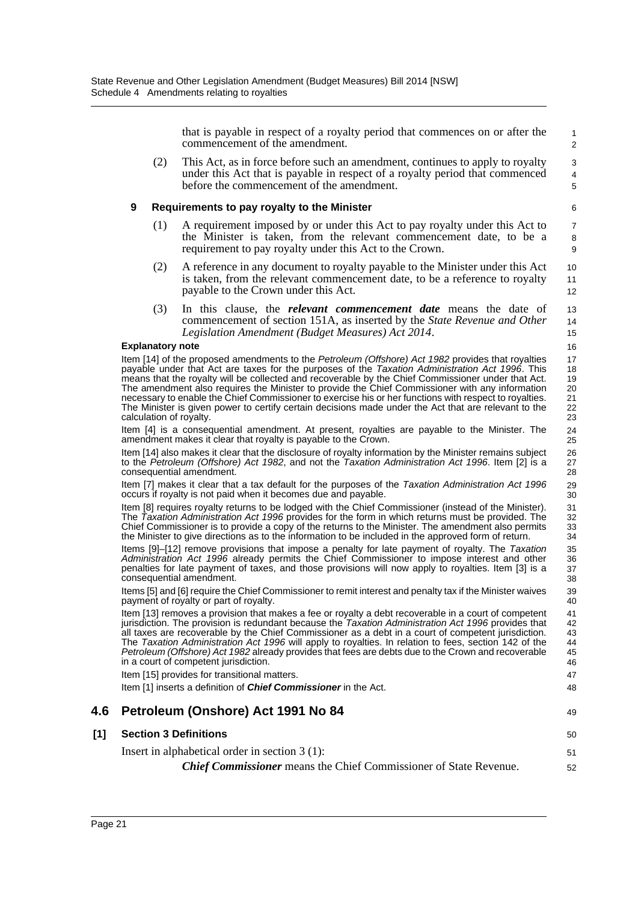that is payable in respect of a royalty period that commences on or after the commencement of the amendment.

(2) This Act, as in force before such an amendment, continues to apply to royalty under this Act that is payable in respect of a royalty period that commenced before the commencement of the amendment.

**9 Requirements to pay royalty to the Minister**

(1) A requirement imposed by or under this Act to pay royalty under this Act to the Minister is taken, from the relevant commencement date, to be a requirement to pay royalty under this Act to the Crown.

(2) A reference in any document to royalty payable to the Minister under this Act is taken, from the relevant commencement date, to be a reference to royalty payable to the Crown under this Act.

(3) In this clause, the ***relevant commencement date*** means the date of commencement of section 151A, as inserted by the *State Revenue and Other Legislation Amendment (Budget Measures) Act 2014*.

**Explanatory note**

Item [14] of the proposed amendments to the *Petroleum (Offshore) Act 1982* provides that royalties payable under that Act are taxes for the purposes of the *Taxation Administration Act 1996*. This means that the royalty will be collected and recoverable by the Chief Commissioner under that Act. The amendment also requires the Minister to provide the Chief Commissioner with any information necessary to enable the Chief Commissioner to exercise his or her functions with respect to royalties. The Minister is given power to certify certain decisions made under the Act that are relevant to the calculation of royalty.

Item [4] is a consequential amendment. At present, royalties are payable to the Minister. The amendment makes it clear that royalty is payable to the Crown.

Item [14] also makes it clear that the disclosure of royalty information by the Minister remains subject to the *Petroleum (Offshore) Act 1982*, and not the *Taxation Administration Act 1996*. Item [2] is a consequential amendment.

Item [7] makes it clear that a tax default for the purposes of the *Taxation Administration Act 1996* occurs if royalty is not paid when it becomes due and payable.

Item [8] requires royalty returns to be lodged with the Chief Commissioner (instead of the Minister). The *Taxation Administration Act 1996* provides for the form in which returns must be provided. The Chief Commissioner is to provide a copy of the returns to the Minister. The amendment also permits the Minister to give directions as to the information to be included in the approved form of return.

Items [9]–[12] remove provisions that impose a penalty for late payment of royalty. The *Taxation Administration Act 1996* already permits the Chief Commissioner to impose interest and other penalties for late payment of taxes, and those provisions will now apply to royalties. Item [3] is a consequential amendment.

Items [5] and [6] require the Chief Commissioner to remit interest and penalty tax if the Minister waives payment of royalty or part of royalty.

Item [13] removes a provision that makes a fee or royalty a debt recoverable in a court of competent jurisdiction. The provision is redundant because the *Taxation Administration Act 1996* provides that all taxes are recoverable by the Chief Commissioner as a debt in a court of competent jurisdiction. The *Taxation Administration Act 1996* will apply to royalties. In relation to fees, section 142 of the *Petroleum (Offshore) Act 1982* already provides that fees are debts due to the Crown and recoverable in a court of competent jurisdiction.

Item [15] provides for transitional matters.

Item [1] inserts a definition of ***Chief Commissioner*** in the Act.

## 4.6 Petroleum (Onshore) Act 1991 No 84

### [1] Section 3 Definitions

Insert in alphabetical order in section 3 (1):

***Chief Commissioner*** means the Chief Commissioner of State Revenue.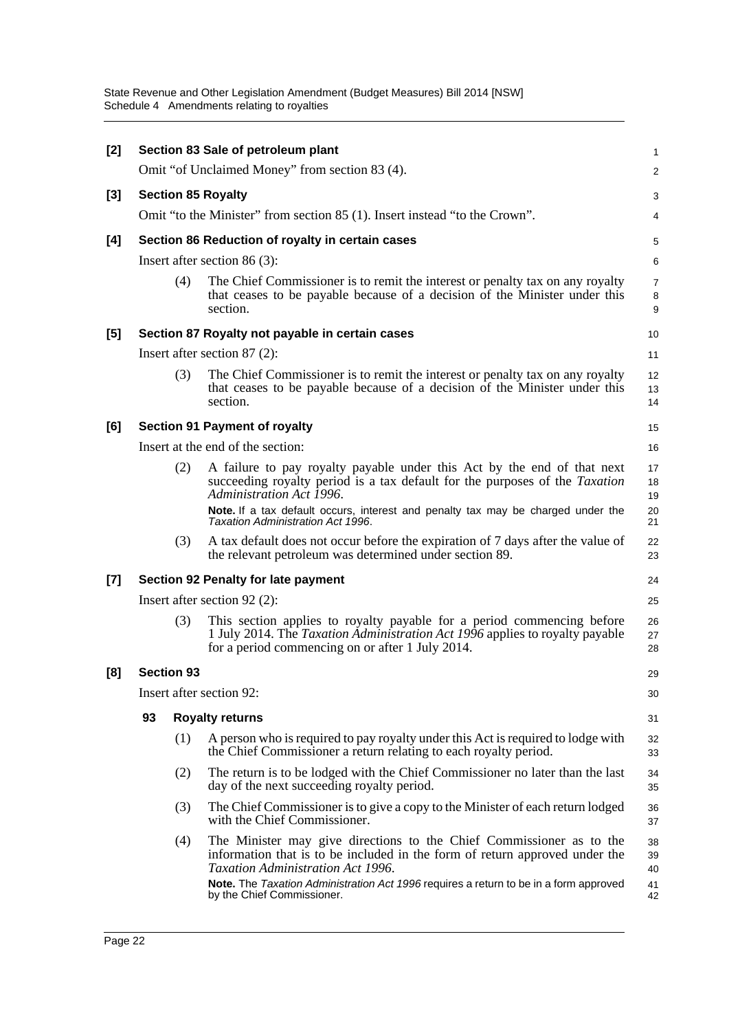**[2] Section 83 Sale of petroleum plant**

Omit "of Unclaimed Money" from section 83 (4).

**[3] Section 85 Royalty**

Omit "to the Minister" from section 85 (1). Insert instead "to the Crown".

**[4] Section 86 Reduction of royalty in certain cases**

Insert after section 86 (3):

(4) The Chief Commissioner is to remit the interest or penalty tax on any royalty that ceases to be payable because of a decision of the Minister under this section.

**[5] Section 87 Royalty not payable in certain cases**

Insert after section 87 (2):

(3) The Chief Commissioner is to remit the interest or penalty tax on any royalty that ceases to be payable because of a decision of the Minister under this section.

**[6] Section 91 Payment of royalty**

Insert at the end of the section:

(2) A failure to pay royalty payable under this Act by the end of that next succeeding royalty period is a tax default for the purposes of the *Taxation Administration Act 1996*.

**Note.** If a tax default occurs, interest and penalty tax may be charged under the *Taxation Administration Act 1996*.

(3) A tax default does not occur before the expiration of 7 days after the value of the relevant petroleum was determined under section 89.

**[7] Section 92 Penalty for late payment**

Insert after section 92 (2):

(3) This section applies to royalty payable for a period commencing before 1 July 2014. The *Taxation Administration Act 1996* applies to royalty payable for a period commencing on or after 1 July 2014.

**[8] Section 93**

Insert after section 92:

**93 Royalty returns**

(1) A person who is required to pay royalty under this Act is required to lodge with the Chief Commissioner a return relating to each royalty period.

(2) The return is to be lodged with the Chief Commissioner no later than the last day of the next succeeding royalty period.

(3) The Chief Commissioner is to give a copy to the Minister of each return lodged with the Chief Commissioner.

(4) The Minister may give directions to the Chief Commissioner as to the information that is to be included in the form of return approved under the *Taxation Administration Act 1996*.

**Note.** The *Taxation Administration Act 1996* requires a return to be in a form approved by the Chief Commissioner.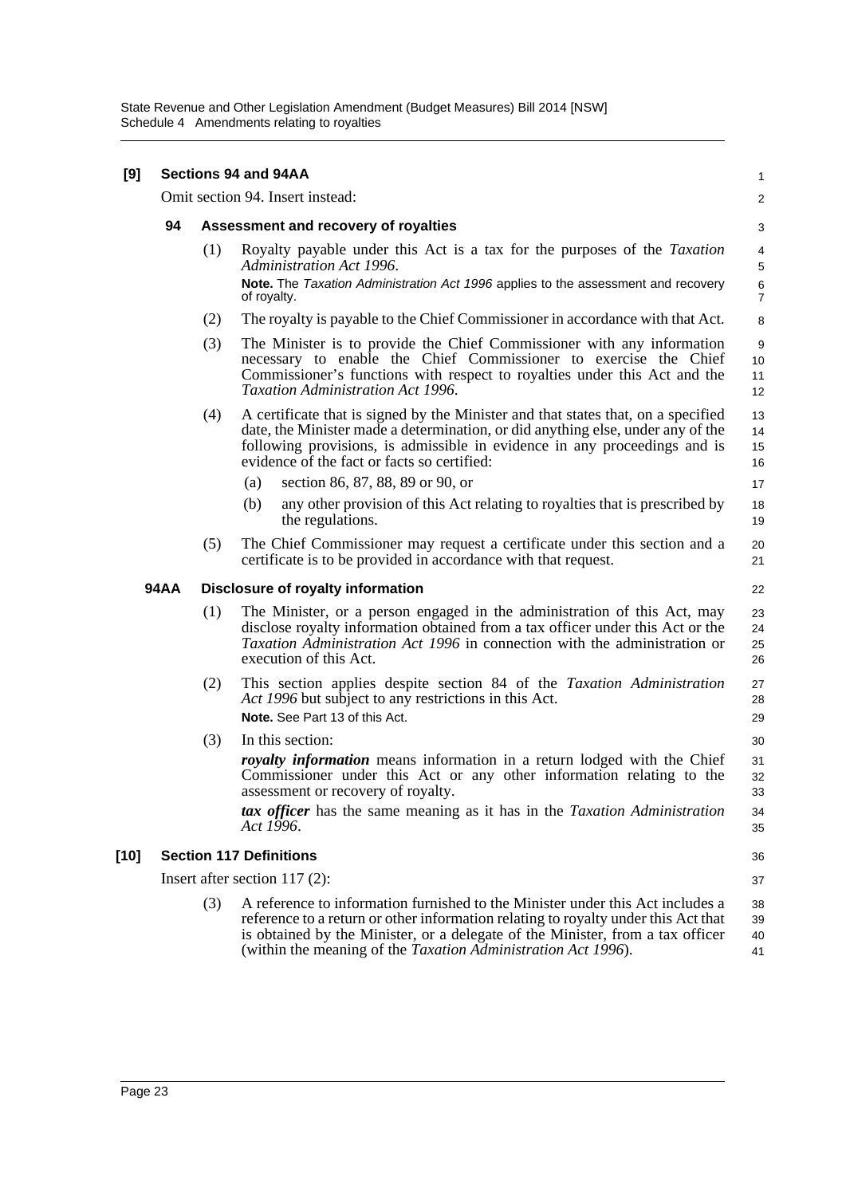**[9] Sections 94 and 94AA**

Omit section 94. Insert instead:

**94 Assessment and recovery of royalties**

(1) Royalty payable under this Act is a tax for the purposes of the *Taxation Administration Act 1996*.

**Note.** The *Taxation Administration Act 1996* applies to the assessment and recovery of royalty.

(2) The royalty is payable to the Chief Commissioner in accordance with that Act.

(3) The Minister is to provide the Chief Commissioner with any information necessary to enable the Chief Commissioner to exercise the Chief Commissioner's functions with respect to royalties under this Act and the *Taxation Administration Act 1996*.

(4) A certificate that is signed by the Minister and that states that, on a specified date, the Minister made a determination, or did anything else, under any of the following provisions, is admissible in evidence in any proceedings and is evidence of the fact or facts so certified:

(a) section 86, 87, 88, 89 or 90, or

(b) any other provision of this Act relating to royalties that is prescribed by the regulations.

(5) The Chief Commissioner may request a certificate under this section and a certificate is to be provided in accordance with that request.

**94AA Disclosure of royalty information**

(1) The Minister, or a person engaged in the administration of this Act, may disclose royalty information obtained from a tax officer under this Act or the *Taxation Administration Act 1996* in connection with the administration or execution of this Act.

(2) This section applies despite section 84 of the *Taxation Administration Act 1996* but subject to any restrictions in this Act.

**Note.** See Part 13 of this Act.

(3) In this section:

***royalty information*** means information in a return lodged with the Chief Commissioner under this Act or any other information relating to the assessment or recovery of royalty.

***tax officer*** has the same meaning as it has in the *Taxation Administration Act 1996*.

**[10] Section 117 Definitions**

Insert after section 117 (2):

(3) A reference to information furnished to the Minister under this Act includes a reference to a return or other information relating to royalty under this Act that is obtained by the Minister, or a delegate of the Minister, from a tax officer (within the meaning of the *Taxation Administration Act 1996*).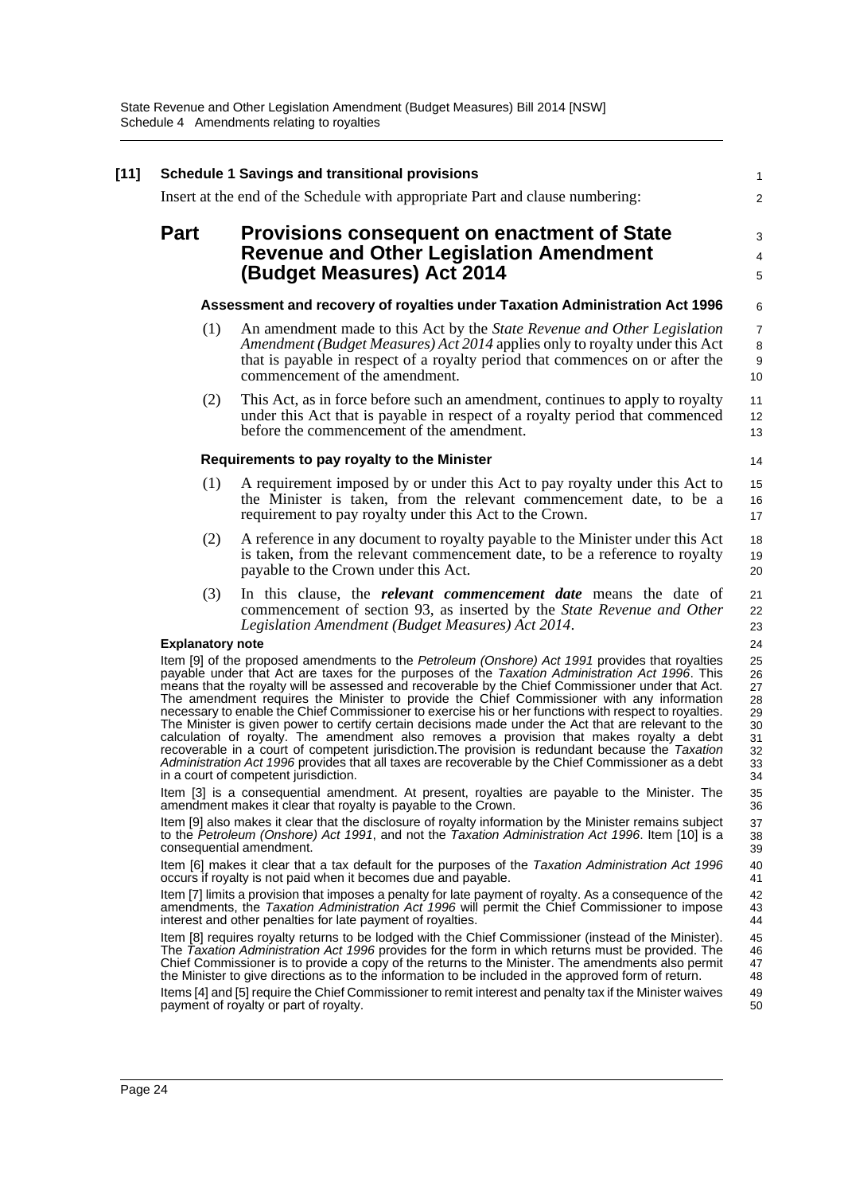**[11] Schedule 1 Savings and transitional provisions**

Insert at the end of the Schedule with appropriate Part and clause numbering:

# Part Provisions consequent on enactment of State Revenue and Other Legislation Amendment (Budget Measures) Act 2014

### Assessment and recovery of royalties under Taxation Administration Act 1996

(1) An amendment made to this Act by the *State Revenue and Other Legislation Amendment (Budget Measures) Act 2014* applies only to royalty under this Act that is payable in respect of a royalty period that commences on or after the commencement of the amendment.

(2) This Act, as in force before such an amendment, continues to apply to royalty under this Act that is payable in respect of a royalty period that commenced before the commencement of the amendment.

### Requirements to pay royalty to the Minister

(1) A requirement imposed by or under this Act to pay royalty under this Act to the Minister is taken, from the relevant commencement date, to be a requirement to pay royalty under this Act to the Crown.

(2) A reference in any document to royalty payable to the Minister under this Act is taken, from the relevant commencement date, to be a reference to royalty payable to the Crown under this Act.

(3) In this clause, the ***relevant commencement date*** means the date of commencement of section 93, as inserted by the *State Revenue and Other Legislation Amendment (Budget Measures) Act 2014*.

**Explanatory note**

Item [9] of the proposed amendments to the *Petroleum (Onshore) Act 1991* provides that royalties payable under that Act are taxes for the purposes of the *Taxation Administration Act 1996*. This means that the royalty will be assessed and recoverable by the Chief Commissioner under that Act. The amendment requires the Minister to provide the Chief Commissioner with any information necessary to enable the Chief Commissioner to exercise his or her functions with respect to royalties. The Minister is given power to certify certain decisions made under the Act that are relevant to the calculation of royalty. The amendment also removes a provision that makes royalty a debt recoverable in a court of competent jurisdiction.The provision is redundant because the *Taxation Administration Act 1996* provides that all taxes are recoverable by the Chief Commissioner as a debt in a court of competent jurisdiction.

Item [3] is a consequential amendment. At present, royalties are payable to the Minister. The amendment makes it clear that royalty is payable to the Crown.

Item [9] also makes it clear that the disclosure of royalty information by the Minister remains subject to the *Petroleum (Onshore) Act 1991*, and not the *Taxation Administration Act 1996*. Item [10] is a consequential amendment.

Item [6] makes it clear that a tax default for the purposes of the *Taxation Administration Act 1996* occurs if royalty is not paid when it becomes due and payable.

Item [7] limits a provision that imposes a penalty for late payment of royalty. As a consequence of the amendments, the *Taxation Administration Act 1996* will permit the Chief Commissioner to impose interest and other penalties for late payment of royalties.

Item [8] requires royalty returns to be lodged with the Chief Commissioner (instead of the Minister). The *Taxation Administration Act 1996* provides for the form in which returns must be provided. The Chief Commissioner is to provide a copy of the returns to the Minister. The amendments also permit the Minister to give directions as to the information to be included in the approved form of return.

Items [4] and [5] require the Chief Commissioner to remit interest and penalty tax if the Minister waives payment of royalty or part of royalty.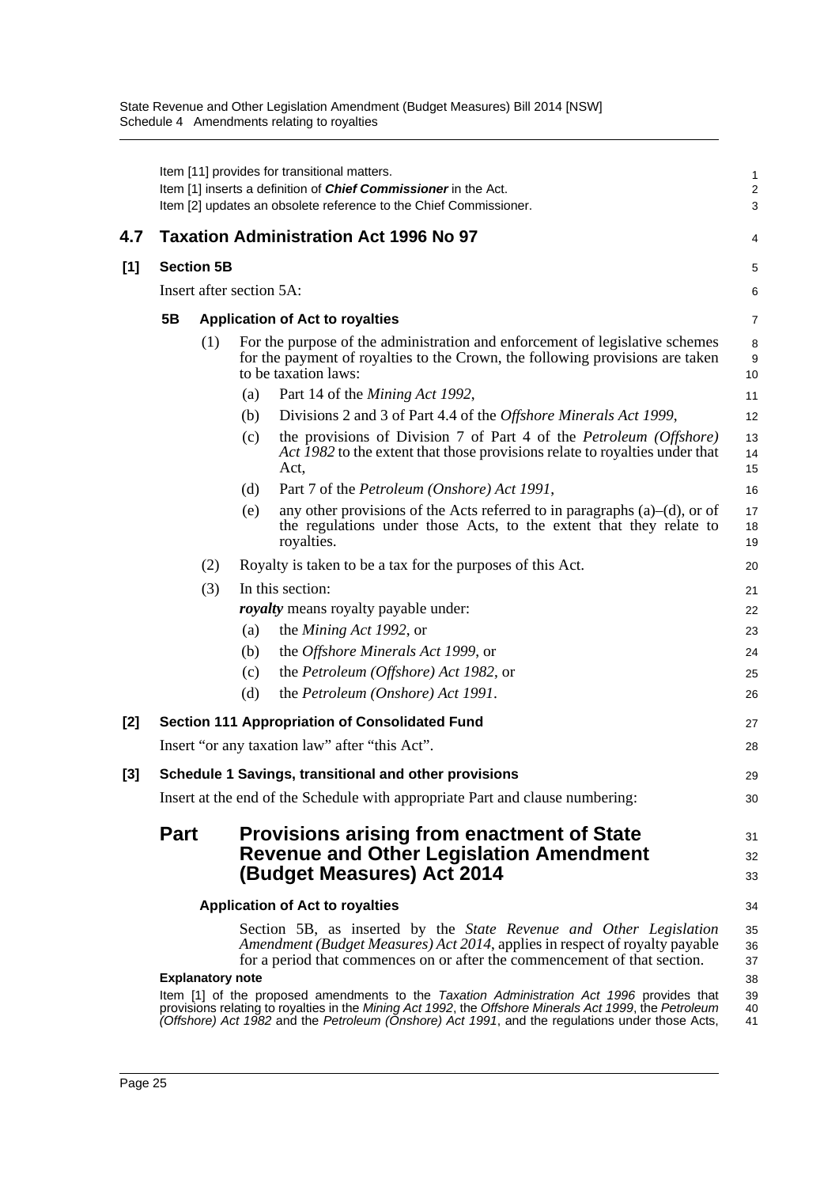Item [11] provides for transitional matters.

Item [1] inserts a definition of ***Chief Commissioner*** in the Act.

Item [2] updates an obsolete reference to the Chief Commissioner.

## 4.7 Taxation Administration Act 1996 No 97

### [1] Section 5B

Insert after section 5A:

**5B Application of Act to royalties**

(1) For the purpose of the administration and enforcement of legislative schemes for the payment of royalties to the Crown, the following provisions are taken to be taxation laws:

(a) Part 14 of the *Mining Act 1992*,

(b) Divisions 2 and 3 of Part 4.4 of the *Offshore Minerals Act 1999*,

(c) the provisions of Division 7 of Part 4 of the *Petroleum (Offshore) Act 1982* to the extent that those provisions relate to royalties under that Act,

(d) Part 7 of the *Petroleum (Onshore) Act 1991*,

(e) any other provisions of the Acts referred to in paragraphs (a)–(d), or of the regulations under those Acts, to the extent that they relate to royalties.

(2) Royalty is taken to be a tax for the purposes of this Act.

(3) In this section:

***royalty*** means royalty payable under:

(a) the *Mining Act 1992*, or

(b) the *Offshore Minerals Act 1999*, or

(c) the *Petroleum (Offshore) Act 1982*, or

(d) the *Petroleum (Onshore) Act 1991*.

### [2] Section 111 Appropriation of Consolidated Fund

Insert "or any taxation law" after "this Act".

### [3] Schedule 1 Savings, transitional and other provisions

Insert at the end of the Schedule with appropriate Part and clause numbering:

## Part Provisions arising from enactment of State Revenue and Other Legislation Amendment (Budget Measures) Act 2014

**Application of Act to royalties**

Section 5B, as inserted by the *State Revenue and Other Legislation Amendment (Budget Measures) Act 2014*, applies in respect of royalty payable for a period that commences on or after the commencement of that section.

**Explanatory note**

Item [1] of the proposed amendments to the *Taxation Administration Act 1996* provides that provisions relating to royalties in the *Mining Act 1992*, the *Offshore Minerals Act 1999*, the *Petroleum (Offshore) Act 1982* and the *Petroleum (Onshore) Act 1991*, and the regulations under those Acts,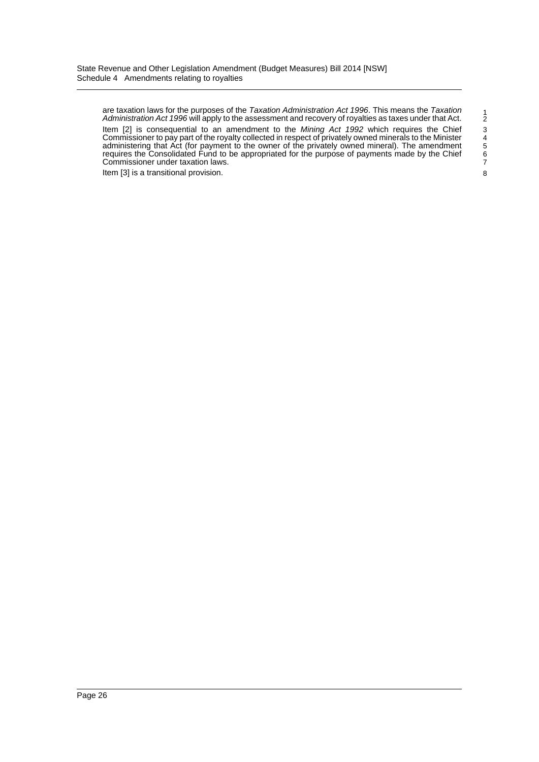are taxation laws for the purposes of the *Taxation Administration Act 1996*. This means the *Taxation Administration Act 1996* will apply to the assessment and recovery of royalties as taxes under that Act.

Item [2] is consequential to an amendment to the *Mining Act 1992* which requires the Chief Commissioner to pay part of the royalty collected in respect of privately owned minerals to the Minister administering that Act (for payment to the owner of the privately owned mineral). The amendment requires the Consolidated Fund to be appropriated for the purpose of payments made by the Chief Commissioner under taxation laws.

Item [3] is a transitional provision.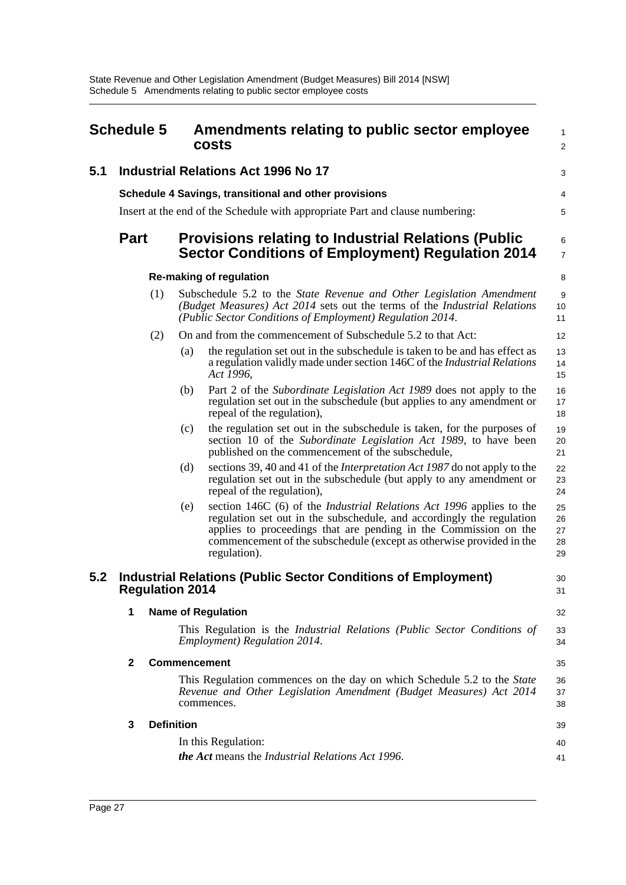# Schedule 5 Amendments relating to public sector employee costs

## 5.1 Industrial Relations Act 1996 No 17

### Schedule 4 Savings, transitional and other provisions

Insert at the end of the Schedule with appropriate Part and clause numbering:

## Part Provisions relating to Industrial Relations (Public Sector Conditions of Employment) Regulation 2014

### Re-making of regulation

(1) Subschedule 5.2 to the *State Revenue and Other Legislation Amendment (Budget Measures) Act 2014* sets out the terms of the *Industrial Relations (Public Sector Conditions of Employment) Regulation 2014*.

(2) On and from the commencement of Subschedule 5.2 to that Act:

- (a) the regulation set out in the subschedule is taken to be and has effect as a regulation validly made under section 146C of the *Industrial Relations Act 1996*,
- (b) Part 2 of the *Subordinate Legislation Act 1989* does not apply to the regulation set out in the subschedule (but applies to any amendment or repeal of the regulation),
- (c) the regulation set out in the subschedule is taken, for the purposes of section 10 of the *Subordinate Legislation Act 1989*, to have been published on the commencement of the subschedule,
- (d) sections 39, 40 and 41 of the *Interpretation Act 1987* do not apply to the regulation set out in the subschedule (but apply to any amendment or repeal of the regulation),
- (e) section 146C (6) of the *Industrial Relations Act 1996* applies to the regulation set out in the subschedule, and accordingly the regulation applies to proceedings that are pending in the Commission on the commencement of the subschedule (except as otherwise provided in the regulation).

## 5.2 Industrial Relations (Public Sector Conditions of Employment) Regulation 2014

### 1 Name of Regulation

This Regulation is the *Industrial Relations (Public Sector Conditions of Employment) Regulation 2014*.

### 2 Commencement

This Regulation commences on the day on which Schedule 5.2 to the *State Revenue and Other Legislation Amendment (Budget Measures) Act 2014* commences.

### 3 Definition

In this Regulation:

***the Act*** means the *Industrial Relations Act 1996*.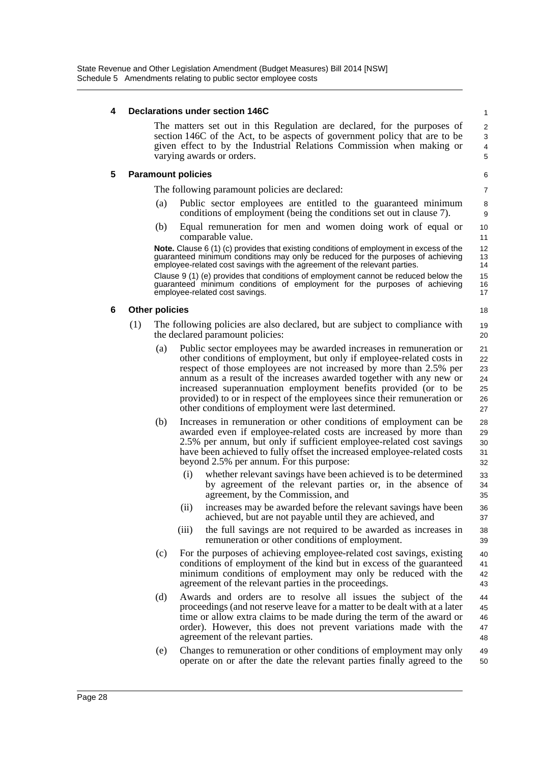### 4 Declarations under section 146C

The matters set out in this Regulation are declared, for the purposes of section 146C of the Act, to be aspects of government policy that are to be given effect to by the Industrial Relations Commission when making or varying awards or orders.

### 5 Paramount policies

The following paramount policies are declared:

(a) Public sector employees are entitled to the guaranteed minimum conditions of employment (being the conditions set out in clause 7).

(b) Equal remuneration for men and women doing work of equal or comparable value.

**Note.** Clause 6 (1) (c) provides that existing conditions of employment in excess of the guaranteed minimum conditions may only be reduced for the purposes of achieving employee-related cost savings with the agreement of the relevant parties.

Clause 9 (1) (e) provides that conditions of employment cannot be reduced below the guaranteed minimum conditions of employment for the purposes of achieving employee-related cost savings.

### 6 Other policies

(1) The following policies are also declared, but are subject to compliance with the declared paramount policies:

(a) Public sector employees may be awarded increases in remuneration or other conditions of employment, but only if employee-related costs in respect of those employees are not increased by more than 2.5% per annum as a result of the increases awarded together with any new or increased superannuation employment benefits provided (or to be provided) to or in respect of the employees since their remuneration or other conditions of employment were last determined.

(b) Increases in remuneration or other conditions of employment can be awarded even if employee-related costs are increased by more than 2.5% per annum, but only if sufficient employee-related cost savings have been achieved to fully offset the increased employee-related costs beyond 2.5% per annum. For this purpose:

(i) whether relevant savings have been achieved is to be determined by agreement of the relevant parties or, in the absence of agreement, by the Commission, and

(ii) increases may be awarded before the relevant savings have been achieved, but are not payable until they are achieved, and

(iii) the full savings are not required to be awarded as increases in remuneration or other conditions of employment.

(c) For the purposes of achieving employee-related cost savings, existing conditions of employment of the kind but in excess of the guaranteed minimum conditions of employment may only be reduced with the agreement of the relevant parties in the proceedings.

(d) Awards and orders are to resolve all issues the subject of the proceedings (and not reserve leave for a matter to be dealt with at a later time or allow extra claims to be made during the term of the award or order). However, this does not prevent variations made with the agreement of the relevant parties.

(e) Changes to remuneration or other conditions of employment may only operate on or after the date the relevant parties finally agreed to the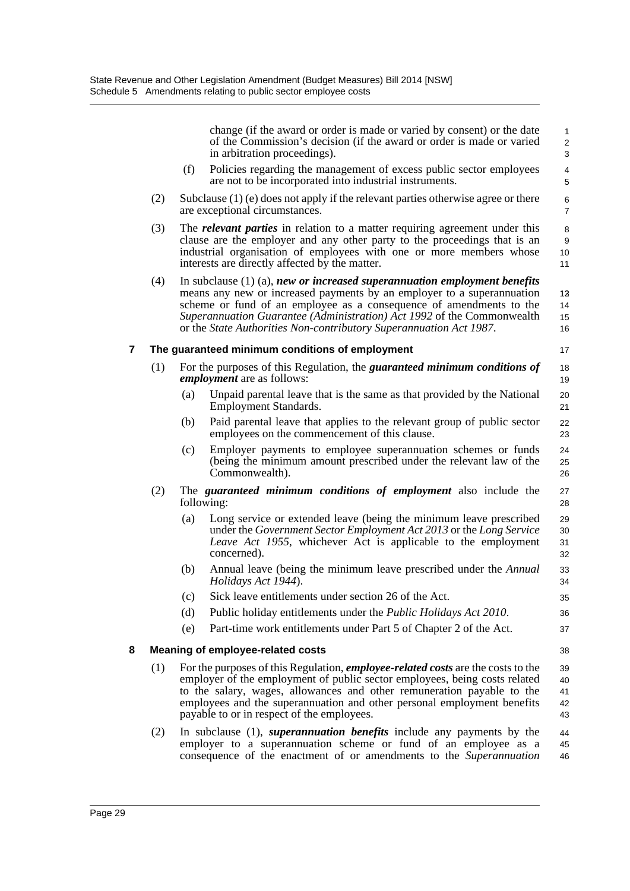change (if the award or order is made or varied by consent) or the date of the Commission's decision (if the award or order is made or varied in arbitration proceedings).

(f) Policies regarding the management of excess public sector employees are not to be incorporated into industrial instruments.

(2) Subclause (1) (e) does not apply if the relevant parties otherwise agree or there are exceptional circumstances.

(3) The ***relevant parties*** in relation to a matter requiring agreement under this clause are the employer and any other party to the proceedings that is an industrial organisation of employees with one or more members whose interests are directly affected by the matter.

(4) In subclause (1) (a), ***new or increased superannuation employment benefits*** means any new or increased payments by an employer to a superannuation scheme or fund of an employee as a consequence of amendments to the *Superannuation Guarantee (Administration) Act 1992* of the Commonwealth or the *State Authorities Non-contributory Superannuation Act 1987*.

### 7 The guaranteed minimum conditions of employment

(1) For the purposes of this Regulation, the ***guaranteed minimum conditions of employment*** are as follows:

(a) Unpaid parental leave that is the same as that provided by the National Employment Standards.

(b) Paid parental leave that applies to the relevant group of public sector employees on the commencement of this clause.

(c) Employer payments to employee superannuation schemes or funds (being the minimum amount prescribed under the relevant law of the Commonwealth).

(2) The ***guaranteed minimum conditions of employment*** also include the following:

(a) Long service or extended leave (being the minimum leave prescribed under the *Government Sector Employment Act 2013* or the *Long Service Leave Act 1955*, whichever Act is applicable to the employment concerned).

(b) Annual leave (being the minimum leave prescribed under the *Annual Holidays Act 1944*).

(c) Sick leave entitlements under section 26 of the Act.

(d) Public holiday entitlements under the *Public Holidays Act 2010*.

(e) Part-time work entitlements under Part 5 of Chapter 2 of the Act.

### 8 Meaning of employee-related costs

(1) For the purposes of this Regulation, ***employee-related costs*** are the costs to the employer of the employment of public sector employees, being costs related to the salary, wages, allowances and other remuneration payable to the employees and the superannuation and other personal employment benefits payable to or in respect of the employees.

(2) In subclause (1), ***superannuation benefits*** include any payments by the employer to a superannuation scheme or fund of an employee as a consequence of the enactment of or amendments to the *Superannuation*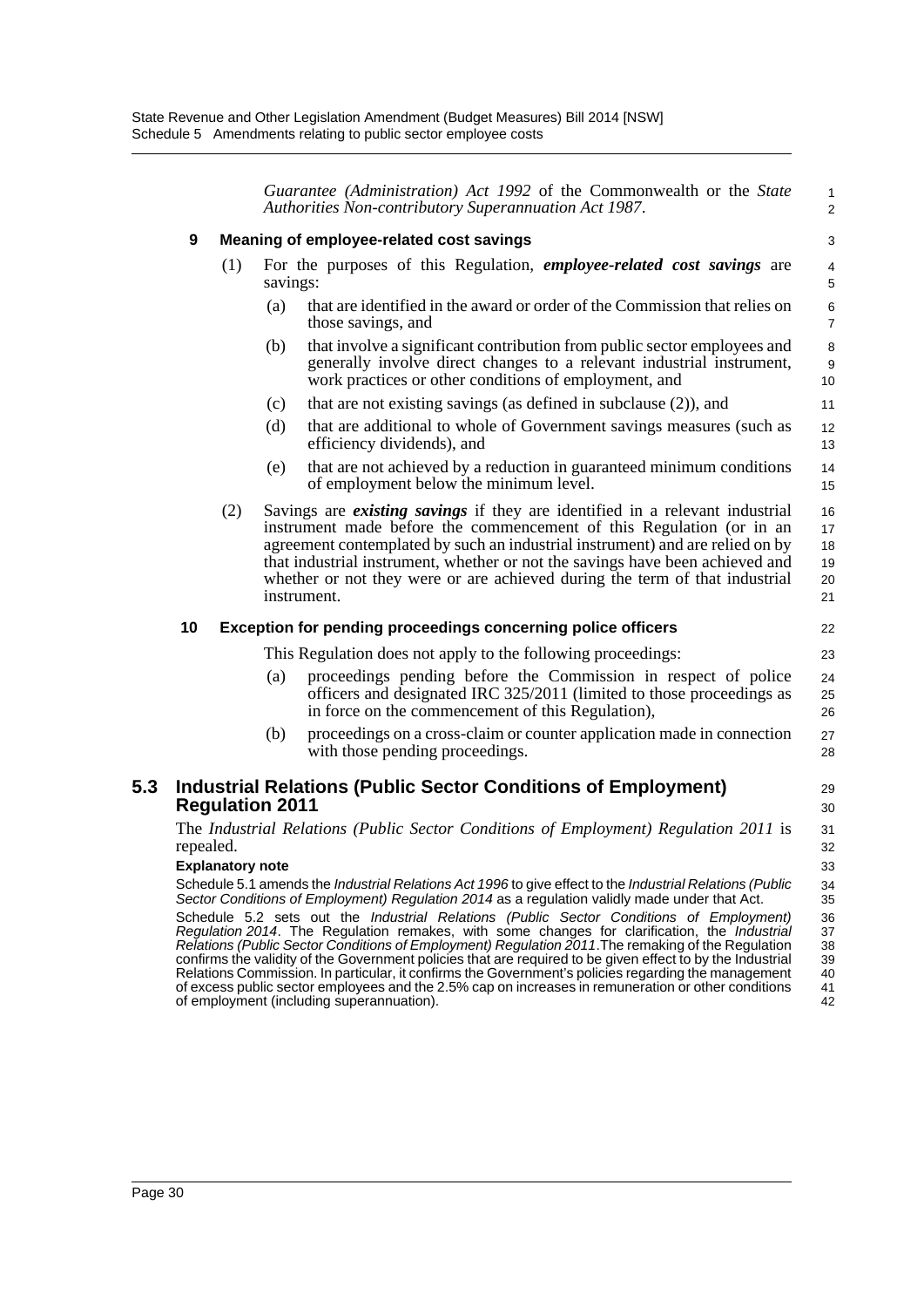*Guarantee (Administration) Act 1992* of the Commonwealth or the *State Authorities Non-contributory Superannuation Act 1987*.

### 9 Meaning of employee-related cost savings

(1) For the purposes of this Regulation, ***employee-related cost savings*** are savings:

(a) that are identified in the award or order of the Commission that relies on those savings, and

(b) that involve a significant contribution from public sector employees and generally involve direct changes to a relevant industrial instrument, work practices or other conditions of employment, and

(c) that are not existing savings (as defined in subclause (2)), and

(d) that are additional to whole of Government savings measures (such as efficiency dividends), and

(e) that are not achieved by a reduction in guaranteed minimum conditions of employment below the minimum level.

(2) Savings are ***existing savings*** if they are identified in a relevant industrial instrument made before the commencement of this Regulation (or in an agreement contemplated by such an industrial instrument) and are relied on by that industrial instrument, whether or not the savings have been achieved and whether or not they were or are achieved during the term of that industrial instrument.

### 10 Exception for pending proceedings concerning police officers

This Regulation does not apply to the following proceedings:

(a) proceedings pending before the Commission in respect of police officers and designated IRC 325/2011 (limited to those proceedings as in force on the commencement of this Regulation),

(b) proceedings on a cross-claim or counter application made in connection with those pending proceedings.

## 5.3 Industrial Relations (Public Sector Conditions of Employment) Regulation 2011

The *Industrial Relations (Public Sector Conditions of Employment) Regulation 2011* is repealed.

**Explanatory note**

Schedule 5.1 amends the *Industrial Relations Act 1996* to give effect to the *Industrial Relations (Public Sector Conditions of Employment) Regulation 2014* as a regulation validly made under that Act.

Schedule 5.2 sets out the *Industrial Relations (Public Sector Conditions of Employment) Regulation 2014*. The Regulation remakes, with some changes for clarification, the *Industrial Relations (Public Sector Conditions of Employment) Regulation 2011*.The remaking of the Regulation confirms the validity of the Government policies that are required to be given effect to by the Industrial Relations Commission. In particular, it confirms the Government's policies regarding the management of excess public sector employees and the 2.5% cap on increases in remuneration or other conditions of employment (including superannuation).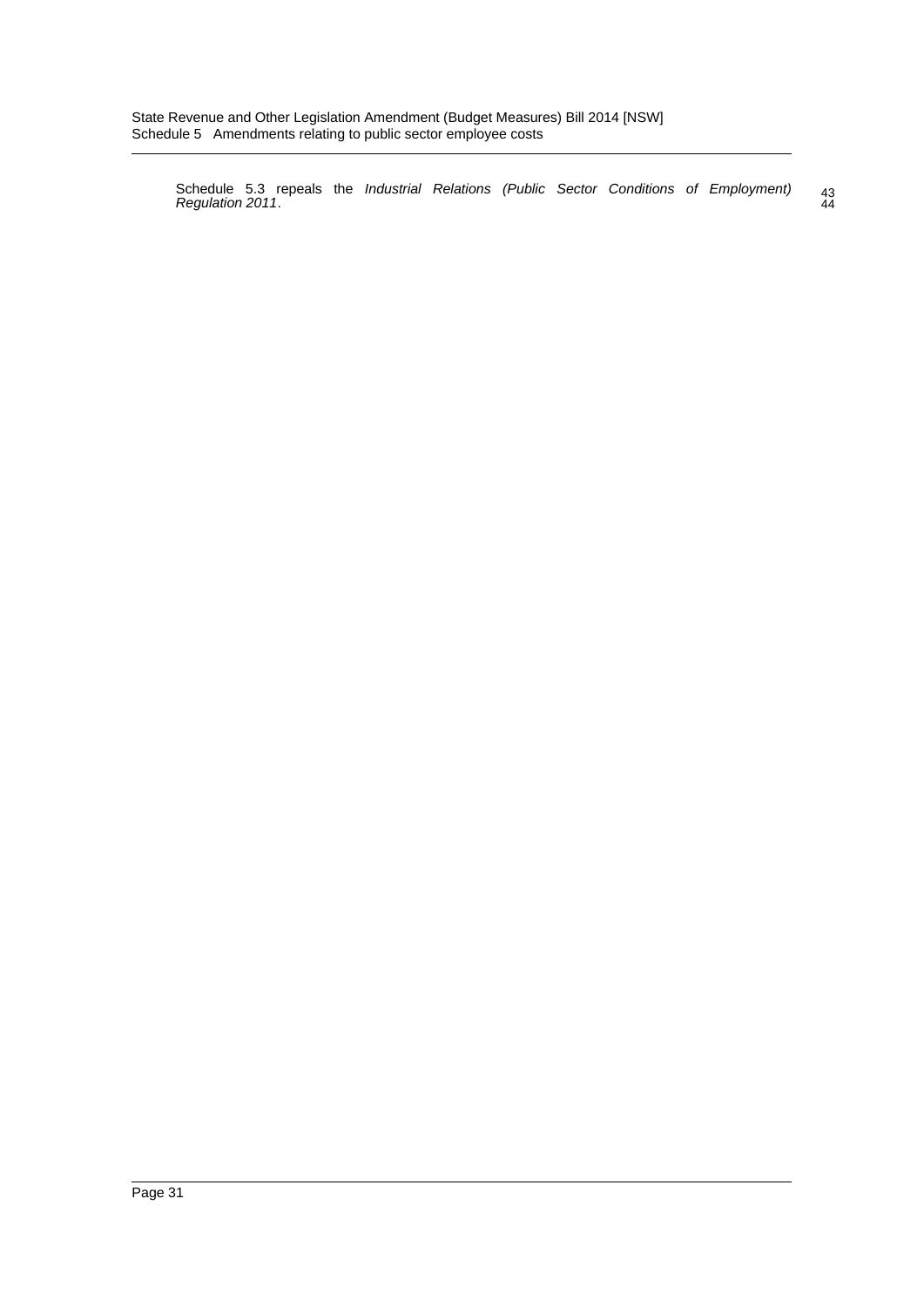Schedule 5.3 repeals the *Industrial Relations (Public Sector Conditions of Employment) Regulation 2011*.